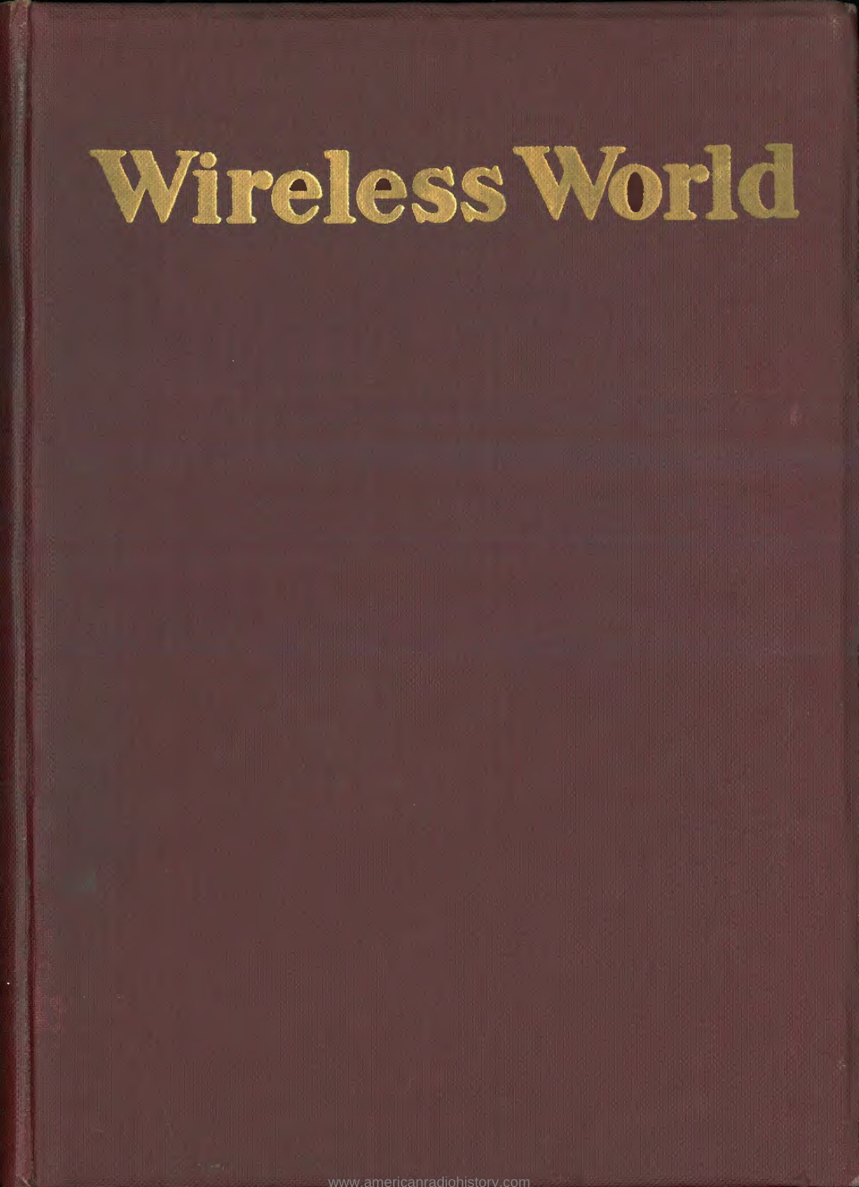# Wireless World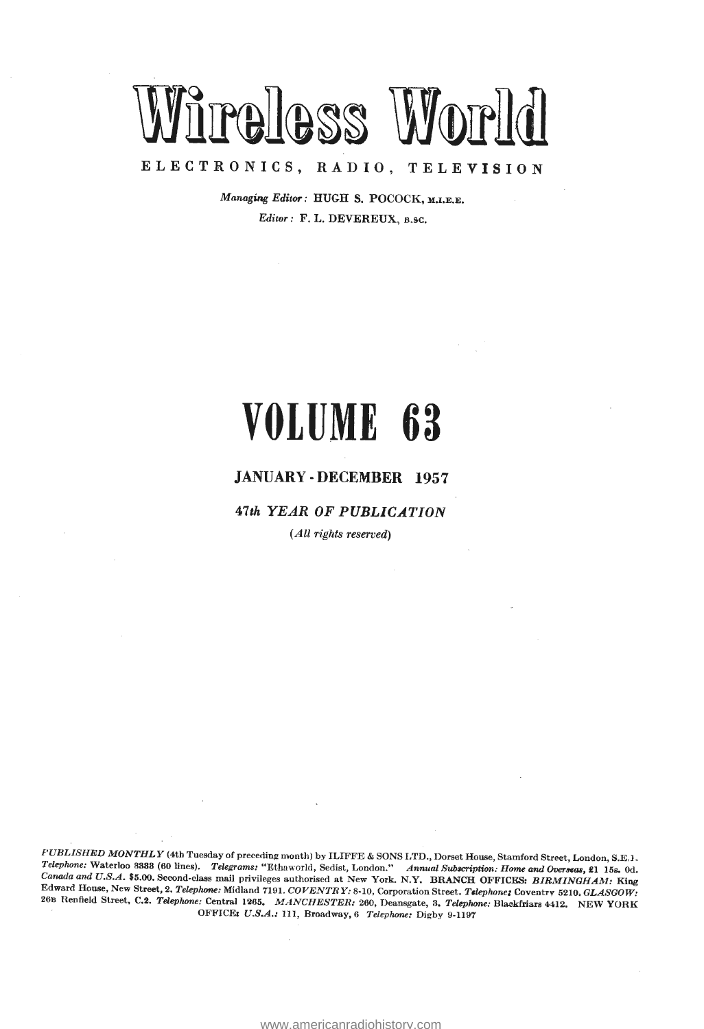# Wireless World

ELECTRONICS, RADIO, TELEVISION

*Managing Editor:* HUGH S. POCOCK, M.I.E.E.

*Editor:* F. L. DEVEREUX, B.SC.

# VOLUME 63

**JANUARY - DECEMBER 1957**

***47th YEAR OF PUBLICATION***

*(All rights reserved)*

*PUBLISHED MONTHLY* (4th Tuesday of preceding month) by ILIFFE & SONS LTD., Dorset House, Stamford Street, London, S.E.1. *Telephone:* Waterloo 3333 (60 lines). *Telegrams:* "Ethaworld, Sedist, London." *Annual Subscription: Home and Overseas,* £1 15s. 0d. *Canada and U.S.A.* $5.00. Second-class mail privileges authorised at New York. N.Y. BRANCH OFFICES: *BIRMINGHAM:* King Edward House, New Street, 2. *Telephone:* Midland 7191. *COVENTRY:* 8-10, Corporation Street. *Telephone:* Coventry 5210. *GLASGOW:* 26B Renfield Street, C.2. *Telephone:* Central 1265. *MANCHESTER:* 260, Deansgate, 3. *Telephone:* Blackfriars 4412. NEW YORK OFFICE: *U.S.A.:* 111, Broadway, 6 *Telephone:* Digby 9-1197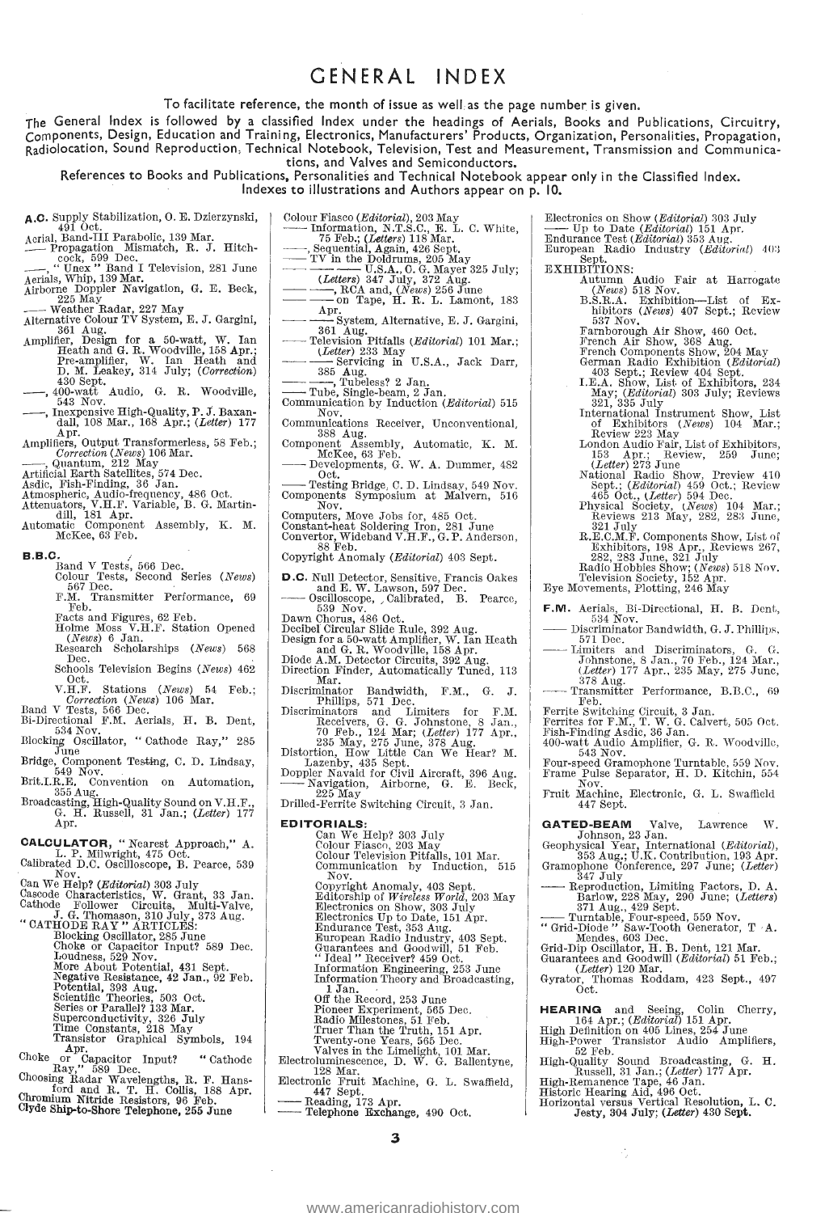# GENERAL INDEX

To facilitate reference, the month of issue as well as the page number is given.

The General Index is followed by a classified Index under the headings of Aerials, Books and Publications, Circuitry, Components, Design, Education and Training, Electronics, Manufacturers' Products, Organization, Personalities, Propagation, Radiolocation, Sound Reproduction, Technical Notebook, Television, Test and Measurement, Transmission and Communications, and Valves and Semiconductors.

References to Books and Publications, Personalities and Technical Notebook appear only in the Classified Index. Indexes to illustrations and Authors appear on p. 10.

**A.C.** Supply Stabilization, O. E. Dzierzynski, 491 Oct.
Aerial, Band-III Parabolic, 139 Mar.
—— Propagation Mismatch, R. J. Hitchcock, 599 Dec.
——, "Unex" Band I Television, 281 June
Aerials, Whip, 139 Mar.
Airborne Doppler Navigation, G. E. Beck, 225 May
—— Weather Radar, 227 May
Alternative Colour TV System, E. J. Gargini, 361 Aug.
Amplifier, Design for a 50-watt, W. Ian Heath and G. R. Woodville, 158 Apr.; Pre-amplifier, W. Ian Heath and D. M. Leakey, 314 July; (*Correction*) 430 Sept.
——, 400-watt Audio, G. R. Woodville, 543 Nov.
——, Inexpensive High-Quality, P. J. Baxandall, 108 Mar., 168 Apr.; (*Letter*) 177 Apr.
Amplifiers, Output Transformerless, 58 Feb.; *Correction* (*News*) 106 Mar.
——, Quantum, 212 May
Artificial Earth Satellites, 574 Dec.
Asdic, Fish-Finding, 36 Jan.
Atmospheric, Audio-frequency, 486 Oct.
Attenuators, V.H.F. Variable, B. G. Martindill, 181 Apr.
Automatic Component Assembly, K. M. McKee, 63 Feb.

**B.B.C.**
 Band V Tests, 566 Dec.
 Colour Tests, Second Series (*News*) 567 Dec.
 F.M. Transmitter Performance, 69 Feb.
 Facts and Figures, 62 Feb.
 Holme Moss V.H.F. Station Opened (*News*) 6 Jan.
 Research Scholarships (*News*) 568 Dec.
 Schools Television Begins (*News*) 462 Oct.
 V.H.F. Stations (*News*) 54 Feb.; *Correction* (*News*) 106 Mar.
Band V Tests, 566 Dec.
Bi-Directional F.M. Aerials, H. B. Dent, 534 Nov.
Blocking Oscillator, "Cathode Ray," 285 June
Bridge, Component Testing, C. D. Lindsay, 549 Nov.
Brit.I.R.E. Convention on Automation, 355 Aug.
Broadcasting, High-Quality Sound on V.H.F., G. H. Russell, 31 Jan.; (*Letter*) 177 Apr.

**CALCULATOR**, "Nearest Approach," A. L. P. Milwright, 475 Oct.
Calibrated D.C. Oscilloscope, B. Pearce, 539 Nov.
Can We Help? (*Editorial*) 303 July
Cascode Characteristics, W. Grant, 33 Jan.
Cathode Follower Circuits, Multi-Valve, J. G. Thomason, 310 July, 373 Aug.
"CATHODE RAY" ARTICLES:
 Blocking Oscillator, 285 June
 Choke or Capacitor Input? 589 Dec.
 Loudness, 529 Nov.
 More About Potential, 431 Sept.
 Negative Resistance, 42 Jan., 92 Feb.
 Potential, 393 Aug.
 Scientific Theories, 503 Oct.
 Series or Parallel? 133 Mar.
 Superconductivity, 326 July
 Time Constants, 218 May
 Transistor Graphical Symbols, 194 Apr.
Choke or Capacitor Input? "Cathode Ray," 589 Dec.
Choosing Radar Wavelengths, R. F. Hansford and R. T. H. Collis, 188 Apr.
Chromium Nitride Resistors, 96 Feb.
Clyde Ship-to-Shore Telephone, 255 June

Colour Fiasco (*Editorial*), 203 May
—— Information, N.T.S.C., E. L. C. White, 75 Feb.; (*Letters*) 118 Mar.
——, Sequential, Again, 426 Sept.
—— TV in the Doldrums, 205 May
—— —— U.S.A., C. G. Mayer 325 July; (*Letters*) 347 July, 372 Aug.
—— ——, RCA and, (*News*) 256 June
—— —— on Tape, H. R. L. Lamont, 183 Apr.
—— —— System, Alternative, E. J. Gargini, 361 Aug.
—— Television Pitfalls (*Editorial*) 101 Mar.; (*Letter*) 233 May
—— —— Servicing in U.S.A., Jack Darr, 385 Aug.
—— ——, Tubeless? 2 Jan.
—— Tube, Single-beam, 2 Jan.
Communication by Induction (*Editorial*) 515 Nov.
Communications Receiver, Unconventional, 388 Aug.
Component Assembly, Automatic, K. M. McKee, 63 Feb.
—— Developments, G. W. A. Dummer, 482 Oct.
—— Testing Bridge, C. D. Lindsay, 549 Nov.
Components Symposium at Malvern, 516 Nov.
Computers, Move Jobs for, 485 Oct.
Constant-heat Soldering Iron, 281 June
Convertor, Wideband V.H.F., G. P. Anderson, 88 Feb.
Copyright Anomaly (*Editorial*) 403 Sept.

**D.C.** Null Detector, Sensitive, Francis Oakes and E. W. Lawson, 597 Dec.
—— Oscilloscope, Calibrated, B. Pearce, 539 Nov.
Dawn Chorus, 486 Oct.
Decibel Circular Slide Rule, 392 Aug.
Design for a 50-watt Amplifier, W. Ian Heath and G. R. Woodville, 158 Apr.
Diode A.M. Detector Circuits, 392 Aug.
Direction Finder, Automatically Tuned, 113 Mar.
Discriminator Bandwidth, F.M., G. J. Phillips, 571 Dec.
Discriminators and Limiters for F.M. Receivers, G. G. Johnstone, 8 Jan., 70 Feb., 124 Mar; (*Letter*) 177 Apr., 235 May, 275 June, 378 Aug.
Distortion, How Little Can We Hear? M. Lazenby, 435 Sept.
Doppler Navaid for Civil Aircraft, 396 Aug.
—— Navigation, Airborne, G. E. Beck, 225 May
Drilled-Ferrite Switching Circuit, 3 Jan.

**EDITORIALS:**
 Can We Help? 303 July
 Colour Fiasco, 203 May
 Colour Television Pitfalls, 101 Mar.
 Communication by Induction, 515 Nov.
 Copyright Anomaly, 403 Sept.
 Editorship of *Wireless World*, 203 May
 Electronics on Show, 303 July
 Electronics Up to Date, 151 Apr.
 Endurance Test, 353 Aug.
 European Radio Industry, 403 Sept.
 Guarantees and Goodwill, 51 Feb.
 "Ideal" Receiver? 459 Oct.
 Information Engineering, 253 June
 Information Theory and Broadcasting, 1 Jan.
 Off the Record, 253 June
 Pioneer Experiment, 565 Dec.
 Radio Milestones, 51 Feb.
 Truer Than the Truth, 151 Apr.
 Twenty-one Years, 565 Dec.
 Valves in the Limelight, 101 Mar.
Electroluminescence, D. W. G. Ballentyne, 128 Mar.
Electronic Fruit Machine, G. L. Swaffield, 447 Sept.
—— Reading, 173 Apr.
—— Telephone Exchange, 490 Oct.

Electronics on Show (*Editorial*) 303 July
—— Up to Date (*Editorial*) 151 Apr.
Endurance Test (*Editorial*) 353 Aug.
European Radio Industry (*Editorial*) 403 Sept.
EXHIBITIONS:
 Autumn Audio Fair at Harrogate (*News*) 518 Nov.
 B.S.R.A. Exhibition—List of Exhibitors (*News*) 407 Sept.; Review 537 Nov.
 Farnborough Air Show, 460 Oct.
 French Air Show, 368 Aug.
 French Components Show, 204 May
 German Radio Exhibition (*Editorial*) 403 Sept.; Review 404 Sept.
 I.E.A. Show, List of Exhibitors, 234 May; (*Editorial*) 303 July; Reviews 321, 335 July
 International Instrument Show, List of Exhibitors (*News*) 104 Mar.; Review 223 May
 London Audio Fair, List of Exhibitors, 153 Apr.; Review, 259 June; (*Letter*) 273 June
 National Radio Show, Preview 410 Sept.; (*Editorial*) 459 Oct.; Review 465 Oct., (*Letter*) 594 Dec.
 Physical Society, (*News*) 104 Mar.; Reviews 213 May, 282, 283 June, 321 July
 R.E.C.M.F. Components Show, List of Exhibitors, 198 Apr., Reviews 267, 282, 283 June, 321 July
 Radio Hobbies Show; (*News*) 518 Nov.
 Television Society, 152 Apr.
Eye Movements, Plotting, 246 May

**F.M.** Aerials, Bi-Directional, H. B. Dent, 534 Nov.
—— Discriminator Bandwidth, G. J. Phillips, 571 Dec.
—— Limiters and Discriminators, G. G. Johnstone, 8 Jan., 70 Feb., 124 Mar., (*Letter*) 177 Apr., 235 May, 275 June, 378 Aug.
—— Transmitter Performance, B.B.C., 69 Feb.
Ferrite Switching Circuit, 3 Jan.
Ferrites for F.M., T. W. G. Calvert, 505 Oct.
Fish-Finding Asdic, 36 Jan.
400-watt Audio Amplifier, G. R. Woodville, 543 Nov.
Four-speed Gramophone Turntable, 559 Nov.
Frame Pulse Separator, H. D. Kitchin, 554 Nov.
Fruit Machine, Electronic, G. L. Swaffield, 447 Sept.

**GATED-BEAM** Valve, Lawrence W. Johnson, 23 Jan.
Geophysical Year, International (*Editorial*), 353 Aug.; U.K. Contribution, 193 Apr.
Gramophone Conference, 297 June; (*Letter*) 347 July
—— Reproduction, Limiting Factors, D. A. Barlow, 228 May, 290 June; (*Letters*) 371 Aug., 429 Sept.
—— Turntable, Four-speed, 559 Nov.
"Grid-Diode" Saw-Tooth Generator, T. A. Mendes, 603 Dec.
Grid-Dip Oscillator, H. B. Dent, 121 Mar.
Guarantees and Goodwill (*Editorial*) 51 Feb.; (*Letter*) 120 Mar.
Gyrator, Thomas Roddam, 423 Sept., 497 Oct.

**HEARING** and Seeing, Colin Cherry, 164 Apr.; (*Editorial*) 151 Apr.
High Definition on 405 Lines, 254 June
High-Power Transistor Audio Amplifiers, 52 Feb.
High-Quality Sound Broadcasting, G. H. Russell, 31 Jan.; (*Letter*) 177 Apr.
High-Remanence Tape, 46 Jan.
Historic Hearing Aid, 496 Oct.
Horizontal versus Vertical Resolution, L. C. Jesty, 304 July; (*Letter*) 430 Sept.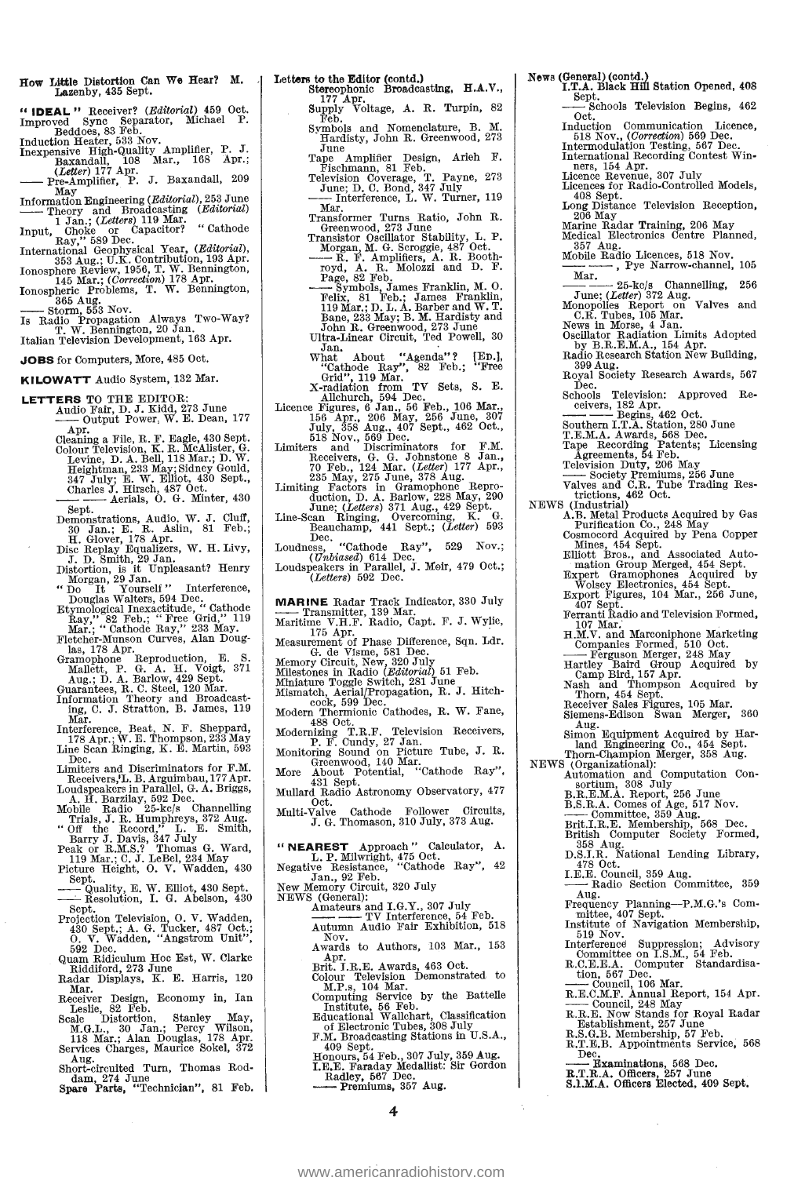How Little Distortion Can We Hear? M. Lazenby, 435 Sept.

**"IDEAL"** Receiver? (*Editorial*) 459 Oct.
Improved Sync Separator, Michael P. Beddoes, 83 Feb.
Induction Heater, 533 Nov.
Inexpensive High-Quality Amplifier, P. J. Baxandall, 108 Mar., 163 Apr.; (*Letter*) 177 Apr.
—— Pre-Amplifier, P. J. Baxandall, 209 May
Information Engineering (*Editorial*), 253 June
—— Theory and Broadcasting (*Editorial*) 1 Jan.; (*Letters*) 119 Mar.
Input, Choke or Capacitor? "Cathode Ray," 589 Dec.
International Geophysical Year, (*Editorial*), 353 Aug.; U.K. Contribution, 193 Apr.
Ionosphere Review, 1956, T. W. Bennington, 145 Mar.; (*Correction*) 178 Apr.
Ionospheric Problems, T. W. Bennington, 365 Aug.
—— Storm, 553 Nov.
Is Radio Propagation Always Two-Way? T. W. Bennington, 20 Jan.
Italian Television Development, 163 Apr.

**JOBS** for Computers, More, 485 Oct.

**KILOWATT** Audio System, 132 Mar.

**LETTERS** TO THE EDITOR:
Audio Fair, D. J. Kidd, 273 June
—— Output Power, W. E. Dean, 177 Apr.
Cleaning a File, R. F. Eagle, 430 Sept.
Colour Television, K. R. McAlister, G. Levine, D. A. Bell, 118 Mar.; D. W. Heightman, 233 May; Sidney Gould, 347 July; E. W. Elliot, 430 Sept., Charles J. Hirsch, 487 Oct.
—— —— Aerials, O. G. Minter, 430 Sept.
Demonstrations, Audio, W. J. Cluff, 30 Jan.; E. R. Aslin, 81 Feb.; H. Glover, 178 Apr.
Disc Replay Equalizers, W. H. Livy, J. D. Smith, 29 Jan.
Distortion, is it Unpleasant? Henry Morgan, 29 Jan.
"Do It Yourself" Interference, Douglas Walters, 594 Dec.
Etymological Inexactitude, "Cathode Ray," 82 Feb.; "Free Grid," 119 Mar.; "Cathode Ray," 233 May.
Fletcher-Munson Curves, Alan Douglas, 178 Apr.
Gramophone Reproduction, E. S. Mallett, P. G. A. H. Voigt, 371 Aug.; D. A. Barlow, 429 Sept.
Guarantees, R. C. Steel, 120 Mar.
Information Theory and Broadcasting, C. J. Stratton, B. James, 119 Mar.
Interference, Beat, N. F. Sheppard, 178 Apr.; W. E. Thompson, 233 May
Line Scan Ringing, K. E. Martin, 593 Dec.
Limiters and Discriminators for F.M. Receivers, L. B. Arguimbau, 177 Apr.
Loudspeakers in Parallel, G. A. Briggs, A. H. Barzilay, 592 Dec.
Mobile Radio 25-kc/s Channelling Trials, J. R. Humphreys, 372 Aug.
"Off the Record," L. E. Smith, Barry J. Davis, 347 July
Peak or R.M.S.? Thomas G. Ward, 119 Mar.; C. J. LeBel, 234 May
Picture Height, O. V. Wadden, 430 Sept.
—— Quality, E. W. Elliot, 430 Sept.
—— Resolution, I. G. Abelson, 430 Sept.
Projection Television, O. V. Wadden, 430 Sept.; A. G. Tucker, 487 Oct.; O. V. Wadden, "Angstrom Unit", 592 Dec.
Quam Ridiculum Hoc Est, W. Clarke Riddiford, 273 June
Radar Displays, K. E. Harris, 120 Mar.
Receiver Design, Economy in, Ian Leslie, 82 Feb.
Scale Distortion, Stanley May, M.G.L., 30 Jan.; Percy Wilson, 118 Mar.; Alan Douglas, 178 Apr.
Services Charges, Maurice Sokel, 372 Aug.
Short-circuited Turn, Thomas Roddam, 274 June
Spare Parts, "Technician", 81 Feb.

Letters to the Editor (contd.)
Stereophonic Broadcasting, H.A.V., 177 Apr.
Supply Voltage, A. R. Turpin, 82 Feb.
Symbols and Nomenclature, B. M. Hardisty, John R. Greenwood, 273 June
Tape Amplifier Design, Arieh F. Fischmann, 81 Feb.
Television Coverage, T. Payne, 273 June; D. C. Bond, 347 July
—— Interference, L. W. Turner, 119 Mar.
Transformer Turns Ratio, John R. Greenwood, 273 June
Transistor Oscillator Stability, L. P. Morgan, M. G. Scroggie, 487 Oct.
—— R. F. Amplifiers, A. R. Boothroyd, A. R. Molozzi and D. F. Page, 82 Feb.
—— Symbols, James Franklin, M. O. Felix, 81 Feb.; James Franklin, 119 Mar.; D. L. A. Barber and W. T. Bane, 233 May; B. M. Hardisty and John R. Greenwood, 273 June
Ultra-Linear Circuit, Ted Powell, 30 Jan.
What About "Agenda"? [Ed.], "Cathode Ray", 82 Feb.; "Free Grid", 119 Mar.
X-radiation from TV Sets, S. E. Allchurch, 594 Dec.
Licence Figures, 6 Jan., 56 Feb., 106 Mar., 156 Apr., 206 May, 256 June, 307 July, 358 Aug., 407 Sept., 462 Oct., 518 Nov., 569 Dec.
Limiters and Discriminators for F.M. Receivers, G. G. Johnstone 8 Jan., 70 Feb., 124 Mar. (*Letter*) 177 Apr., 235 May, 275 June, 378 Aug.
Limiting Factors in Gramophone Reproduction, D. A. Barlow, 228 May, 290 June; (*Letters*) 371 Aug., 429 Sept.
Line-Scan Ringing, Overcoming, K. G. Beauchamp, 441 Sept.; (*Letter*) 593 Dec.
Loudness, "Cathode Ray", 529 Nov.; (*Unbiased*) 614 Dec.
Loudspeakers in Parallel, J. Moir, 479 Oct.; (*Letters*) 592 Dec.

**MARINE** Radar Track Indicator, 330 July
—— Transmitter, 139 Mar.
Maritime V.H.F. Radio, Capt. F. J. Wylie, 175 Apr.
Measurement of Phase Difference, Sqn. Ldr. G. de Visme, 581 Dec.
Memory Circuit, New, 320 July
Milestones in Radio (*Editorial*) 51 Feb.
Miniature Toggle Switch, 281 June
Mismatch, Aerial/Propagation, R. J. Hitchcock, 599 Dec.
Modern Thermionic Cathodes, R. W. Fane, 488 Oct.
Modernizing T.R.F. Television Receivers, P. F. Cundy, 27 Jan.
Monitoring Sound on Picture Tube, J. R. Greenwood, 140 Mar.
More About Potential, "Cathode Ray", 431 Sept.
Mullard Radio Astronomy Observatory, 477 Oct.
Multi-Valve Cathode Follower Circuits, J. G. Thomason, 310 July, 373 Aug.

**"NEAREST** Approach" Calculator, A. L. P. Milwright, 475 Oct.
Negative Resistance, "Cathode Ray", 42 Jan., 92 Feb.
New Memory Circuit, 320 July
NEWS (General):
Amateurs and I.G.Y., 307 July
—— —— TV Interference, 54 Feb.
Autumn Audio Fair Exhibition, 518 Nov.
Awards to Authors, 103 Mar., 153 Apr.
Brit. I.R.E. Awards, 463 Oct.
Colour Television Demonstrated to M.P.s, 104 Mar.
Computing Service by the Battelle Institute, 56 Feb.
Educational Wallchart, Classification of Electronic Tubes, 308 July
F.M. Broadcasting Stations in U.S.A., 409 Sept.
Honours, 54 Feb., 307 July, 359 Aug.
I.E.E. Faraday Medallist: Sir Gordon Radley, 567 Dec.
—— Premiums, 357 Aug.

News (General) (contd.)
I.T.A. Black Hill Station Opened, 408 Sept.
—— Schools Television Begins, 462 Oct.
Induction Communication Licence, 518 Nov., (*Correction*) 569 Dec.
Intermodulation Testing, 567 Dec.
International Recording Contest Winners, 154 Apr.
Licence Revenue, 307 July
Licences for Radio-Controlled Models, 408 Sept.
Long Distance Television Reception, 206 May
Marine Radar Training, 206 May
Medical Electronics Centre Planned, 357 Aug.
Mobile Radio Licences, 518 Nov.
—— ——, Pye Narrow-channel, 105 Mar.
—— —— 25-kc/s Channelling, 256 June; (*Letter*) 372 Aug.
Monopolies Report on Valves and C.R. Tubes, 105 Mar.
News in Morse, 4 Jan.
Oscillator Radiation Limits Adopted by B.R.E.M.A., 154 Apr.
Radio Research Station New Building, 399 Aug.
Royal Society Research Awards, 567 Dec.
Schools Television: Approved Receivers, 182 Apr.
—— —— Begins, 462 Oct.
Southern I.T.A. Station, 280 June
T.E.M.A. Awards, 568 Dec.
Tape Recording Patents; Licensing Agreements, 54 Feb.
Television Duty, 206 May
—— Society Premiums, 256 June
Valves and C.R. Tube Trading Restrictions, 462 Oct.
NEWS (Industrial)
A.B. Metal Products Acquired by Gas Purification Co., 248 May
Cosmocord Acquired by Pena Copper Mines, 454 Sept.
Elliott Bros., and Associated Automation Group Merged, 454 Sept.
Expert Gramophones Acquired by Wolsey Electronics, 454 Sept.
Export Figures, 104 Mar., 256 June, 407 Sept.
Ferranti Radio and Television Formed, 107 Mar.
H.M.V. and Marconiphone Marketing Companies Formed, 510 Oct.
—— Ferguson Merger, 248 May
Hartley Baird Group Acquired by Camp Bird, 157 Apr.
Nash and Thompson Acquired by Thorn, 454 Sept.
Receiver Sales Figures, 105 Mar.
Siemens-Edison Swan Merger, 360 Aug.
Simon Equipment Acquired by Harland Engineering Co., 454 Sept.
Thorn-Champion Merger, 358 Aug.
NEWS (Organizational):
Automation and Computation Consortium, 308 July
B.R.E.M.A. Report, 256 June
B.S.R.A. Comes of Age, 517 Nov.
—— Committee, 359 Aug.
Brit.I.R.E. Membership, 568 Dec.
British Computer Society Formed, 358 Aug.
D.S.I.R. National Lending Library, 478 Oct.
I.E.E. Council, 359 Aug.
—— Radio Section Committee, 359 Aug.
Frequency Planning—P.M.G.'s Committee, 407 Sept.
Institute of Navigation Membership, 519 Nov.
Interference Suppression; Advisory Committee on I.S.M., 54 Feb.
R.C.E.E.A. Computer Standardisation, 567 Dec.
—— Council, 106 Mar.
R.E.C.M.F. Annual Report, 154 Apr.
—— Council, 248 May
R.R.E. Now Stands for Royal Radar Establishment, 257 June
R.S.G.B. Membership, 57 Feb.
R.T.E.B. Appointments Service, 568 Dec.
—— Examinations, 568 Dec.
R.T.R.A. Officers, 257 June
S.I.M.A. Officers Elected, 409 Sept.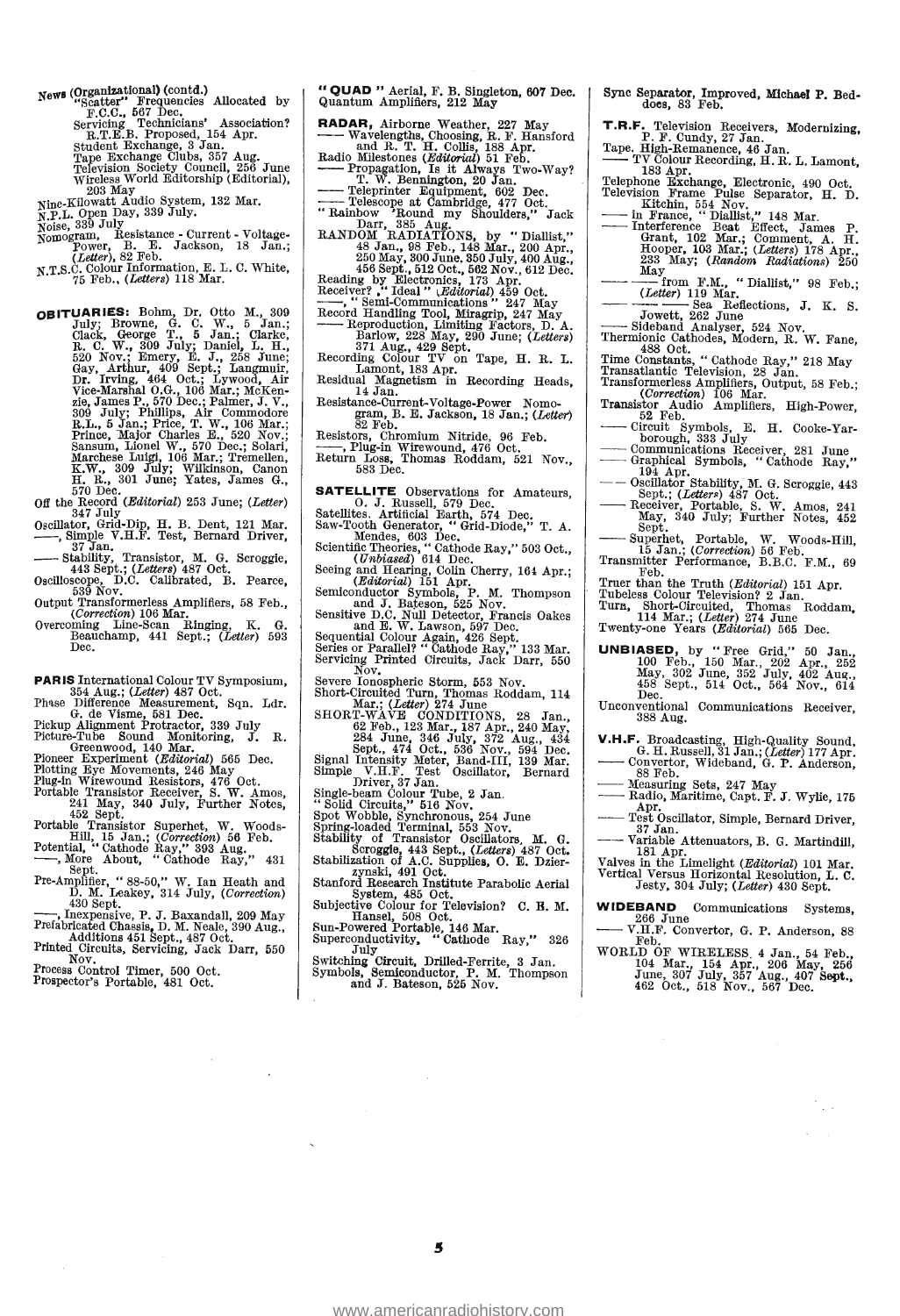News (Organizational) (contd.)
"Scatter" Frequencies Allocated by F.C.C., 567 Dec.
Servicing Technicians' Association? R.T.E.B. Proposed, 154 Apr.
Student Exchange, 3 Jan.
Tape Exchange Clubs, 357 Aug.
Television Society Council, 256 June
Wireless World Editorship (Editorial), 203 May
Nine-Kilowatt Audio System, 132 Mar.
N.P.L. Open Day, 339 July.
Noise, 339 July
Nomogram, Resistance - Current - Voltage-Power, B. E. Jackson, 18 Jan.; (*Letter*), 82 Feb.
N.T.S.C. Colour Information, E. L. C. White, 75 Feb., (*Letters*) 118 Mar.

**OBITUARIES:** Bohm, Dr. Otto M., 309 July; Browne, G. C. W., 5 Jan.; Clack, George T., 5 Jan.; Clarke, R. C. W., 309 July; Daniel, L. H., 520 Nov.; Emery, E. J., 258 June; Gay, Arthur, 409 Sept.; Langmuir, Dr. Irving, 464 Oct.; Lywood, Air Vice-Marshal O.G., 106 Mar.; McKenzie, James P., 570 Dec.; Palmer, J. V., 309 July; Phillips, Air Commodore R.L., 5 Jan.; Price, T. W., 106 Mar.; Prince, Major Charles E., 520 Nov.; Sansum, Lionel W., 570 Dec.; Solari, Marchese Luigi, 106 Mar.; Tremellen, K.W., 309 July; Wilkinson, Canon H. R., 301 June; Yates, James G., 570 Dec.
Off the Record (*Editorial*) 253 June; (*Letter*) 347 July
Oscillator, Grid-Dip, H. B. Dent, 121 Mar.
——, Simple V.H.F. Test, Bernard Driver, 37 Jan.
—— Stability, Transistor, M. G. Scroggie, 443 Sept.; (*Letters*) 487 Oct.
Oscilloscope, D.C. Calibrated, B. Pearce, 539 Nov.
Output Transformerless Amplifiers, 58 Feb., (*Correction*) 106 Mar.
Overcoming Line-Scan Ringing, K. G. Beauchamp, 441 Sept.; (*Letter*) 593 Dec.

**PARIS** International Colour TV Symposium, 354 Aug.; (*Letter*) 487 Oct.
Phase Difference Measurement, Sqn. Ldr. G. de Visme, 581 Dec.
Pickup Alignment Protractor, 339 July
Picture-Tube Sound Monitoring, J. R. Greenwood, 140 Mar.
Pioneer Experiment (*Editorial*) 565 Dec.
Plotting Eye Movements, 246 May
Plug-in Wirewound Resistors, 476 Oct.
Portable Transistor Receiver, S. W. Amos, 241 May, 340 July, Further Notes, 452 Sept.
Portable Transistor Superhet, W. Woods-Hill, 15 Jan.; (*Correction*) 56 Feb.
Potential, "Cathode Ray," 393 Aug.
——, More About, "Cathode Ray," 431 Sept.
Pre-Amplifier, "88-50," W. Ian Heath and D. M. Leakey, 314 July, (*Correction*) 430 Sept.
——, Inexpensive, P. J. Baxandall, 209 May
Prefabricated Chassis, D. M. Neale, 390 Aug., Additions 451 Sept., 487 Oct.
Printed Circuits, Servicing, Jack Darr, 550 Nov.
Process Control Timer, 500 Oct.
Prospector's Portable, 481 Oct.

**"QUAD"** Aerial, F. B. Singleton, 607 Dec.
Quantum Amplifiers, 212 May

**RADAR,** Airborne Weather, 227 May
—— Wavelengths, Choosing, R. F. Hansford and R. T. H. Collis, 188 Apr.
Radio Milestones (*Editorial*) 51 Feb.
—— Propagation, Is it Always Two-Way? T. W. Bennington, 20 Jan.
—— Teleprinter Equipment, 602 Dec.
—— Telescope at Cambridge, 477 Oct.
"Rainbow 'Round my Shoulders," Jack Darr, 385 Aug.
RANDOM RADIATIONS, by "Diallist," 48 Jan., 98 Feb., 148 Mar., 200 Apr., 250 May, 300 June, 350 July, 400 Aug., 456 Sept., 512 Oct., 562 Nov., 612 Dec.
Reading by Electronics, 173 Apr.
Receiver? "Ideal" (*Editorial*) 459 Oct.
——, "Semi-Communications" 247 May
Record Handling Tool, Miragrip, 247 May
—— Reproduction, Limiting Factors, D. A. Barlow, 228 May, 290 June; (*Letters*) 371 Aug., 429 Sept.
Recording Colour TV on Tape, H. R. L. Lamont, 183 Apr.
Residual Magnetism in Recording Heads, 14 Jan.
Resistance-Current-Voltage-Power Nomogram, B. E. Jackson, 18 Jan.; (*Letter*) 82 Feb.
Resistors, Chromium Nitride, 96 Feb.
——, Plug-in Wirewound, 476 Oct.
Return Loss, Thomas Roddam, 521 Nov., 583 Dec.

**SATELLITE** Observations for Amateurs, O. J. Russell, 579 Dec.
Satellites, Artificial Earth, 574 Dec.
Saw-Tooth Generator, "Grid-Diode," T. A. Mendes, 603 Dec.
Scientific Theories, "Cathode Ray," 503 Oct., (*Unbiased*) 614 Dec.
Seeing and Hearing, Colin Cherry, 164 Apr.; (*Editorial*) 151 Apr.
Semiconductor Symbols, P. M. Thompson and J. Bateson, 525 Nov.
Sensitive D.C. Null Detector, Francis Oakes and E. W. Lawson, 597 Dec.
Sequential Colour Again, 426 Sept.
Series or Parallel? "Cathode Ray," 133 Mar.
Servicing Printed Circuits, Jack Darr, 550 Nov.
Severe Ionospheric Storm, 553 Nov.
Short-Circuited Turn, Thomas Roddam, 114 Mar.; (*Letter*) 274 June
SHORT-WAVE CONDITIONS, 28 Jan., 62 Feb., 123 Mar., 187 Apr., 240 May, 284 June, 346 July, 372 Aug., 434 Sept., 474 Oct., 536 Nov., 594 Dec.
Signal Intensity Meter, Band-III, 139 Mar.
Simple V.H.F. Test Oscillator, Bernard Driver, 37 Jan.
Single-beam Colour Tube, 2 Jan.
"Solid Circuits," 516 Nov.
Spot Wobble, Synchronous, 254 June
Spring-loaded Terminal, 553 Nov.
Stability of Transistor Oscillators, M. G. Scroggie, 443 Sept., (*Letters*) 487 Oct.
Stabilization of A.C. Supplies, O. E. Dzierzynski, 491 Oct.
Stanford Research Institute Parabolic Aerial System, 485 Oct.
Subjective Colour for Television? C. R. M. Hansel, 508 Oct.
Sun-Powered Portable, 146 Mar.
Superconductivity, "Cathode Ray," 326 July
Switching Circuit, Drilled-Ferrite, 3 Jan.
Symbols, Semiconductor, P. M. Thompson and J. Bateson, 525 Nov.

Sync Separator, Improved, Michael P. Beddoes, 83 Feb.

**T.R.F.** Television Receivers, Modernizing, P. F. Cundy, 27 Jan.
Tape, High-Remanence, 46 Jan.
—— TV Colour Recording, H. R. L. Lamont, 183 Apr.
Telephone Exchange, Electronic, 490 Oct.
Television Frame Pulse Separator, H. D. Kitchin, 554 Nov.
—— in France, "Diallist," 148 Mar.
—— Interference Beat Effect, James P. Grant, 102 Mar.; Comment, A. H. Hooper, 103 Mar.; (*Letters*) 178 Apr., 233 May; (*Random Radiations*) 250 May
—— —— from F.M., "Diallist," 98 Feb.; (*Letter*) 119 Mar.
—— —— Sea Reflections, J. K. S. Jowett, 262 June
—— Sideband Analyser, 524 Nov.
Thermionic Cathodes, Modern, R. W. Fane, 488 Oct.
Time Constants, "Cathode Ray," 218 May
Transatlantic Television, 28 Jan.
Transformerless Amplifiers, Output, 58 Feb.; (*Correction*) 106 Mar.
Transistor Audio Amplifiers, High-Power, 52 Feb.
—— Circuit Symbols, E. H. Cooke-Yarborough, 333 July
—— Communications Receiver, 281 June
—— Graphical Symbols, "Cathode Ray," 194 Apr.
—— Oscillator Stability, M. G. Scroggie, 443 Sept.; (*Letters*) 487 Oct.
—— Receiver, Portable, S. W. Amos, 241 May, 340 July; Further Notes, 452 Sept.
—— Superhet, Portable, W. Woods-Hill, 15 Jan.; (*Correction*) 56 Feb.
Transmitter Performance, B.B.C. F.M., 69 Feb.
Truer than the Truth (*Editorial*) 151 Apr.
Tubeless Colour Television? 2 Jan.
Turn, Short-Circuited, Thomas Roddam, 114 Mar.; (*Letter*) 274 June
Twenty-one Years (*Editorial*) 565 Dec.

**UNBIASED,** by "Free Grid," 50 Jan., 100 Feb., 150 Mar., 202 Apr., 252 May, 302 June, 352 July, 402 Aug., 458 Sept., 514 Oct., 564 Nov., 614 Dec.
Unconventional Communications Receiver, 388 Aug.

**V.H.F.** Broadcasting, High-Quality Sound, G. H. Russell, 31 Jan.; (*Letter*) 177 Apr.
—— Convertor, Wideband, G. P. Anderson, 88 Feb.
—— Measuring Sets, 247 May
—— Radio, Maritime, Capt. F. J. Wylie, 175 Apr.
—— Test Oscillator, Simple, Bernard Driver, 37 Jan.
—— Variable Attenuators, B. G. Martindill, 181 Apr.
Valves in the Limelight (*Editorial*) 101 Mar.
Vertical Versus Horizontal Resolution, L. C. Jesty, 304 July; (*Letter*) 430 Sept.

**WIDEBAND** Communications Systems, 266 June
—— V.H.F. Convertor, G. P. Anderson, 88 Feb.
WORLD OF WIRELESS, 4 Jan., 54 Feb., 104 Mar., 154 Apr., 206 May, 256 June, 307 July, 357 Aug., 407 Sept., 462 Oct., 518 Nov., 567 Dec.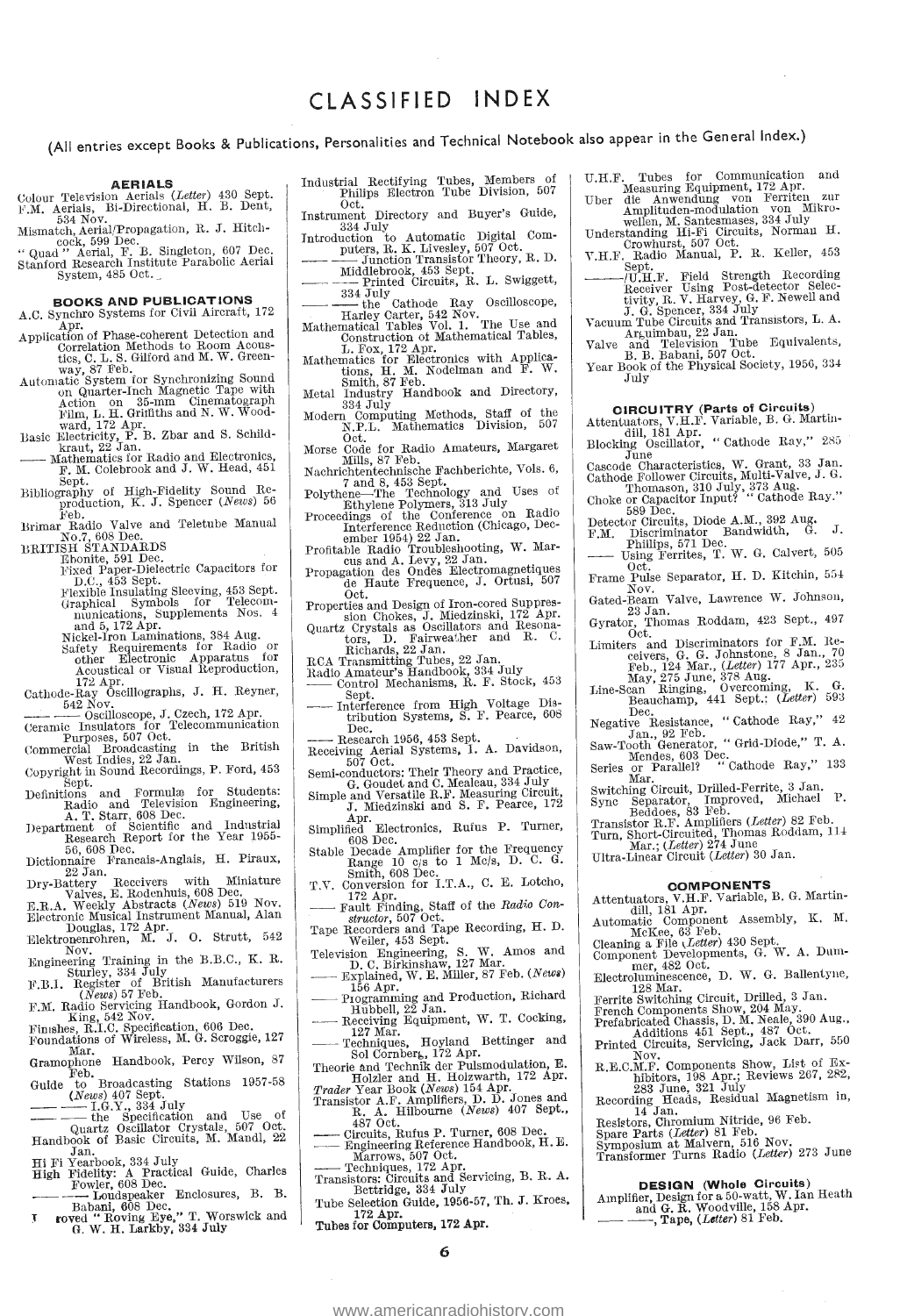# CLASSIFIED INDEX

(All entries except Books & Publications, Personalities and Technical Notebook also appear in the General Index.)

## AERIALS

Colour Television Aerials (*Letter*) 430 Sept.
F.M. Aerials, Bi-Directional, H. B. Dent, 534 Nov.
Mismatch, Aerial/Propagation, R. J. Hitchcock, 599 Dec.
"Quad" Aerial, F. B. Singleton, 607 Dec.
Stanford Research Institute Parabolic Aerial System, 485 Oct.

## BOOKS AND PUBLICATIONS

A.C. Synchro Systems for Civil Aircraft, 172 Apr.
Application of Phase-coherent Detection and Correlation Methods to Room Acoustics, C. L. S. Gilford and M. W. Greenway, 87 Feb.
Automatic System for Synchronizing Sound on Quarter-Inch Magnetic Tape with Action on 35-mm Cinematograph Film, L. H. Griffiths and N. W. Woodward, 172 Apr.
Basic Electricity, P. B. Zbar and S. Schildkraut, 22 Jan.
—— Mathematics for Radio and Electronics, F. M. Colebrook and J. W. Head, 451 Sept.
Bibliography of High-Fidelity Sound Reproduction, K. J. Spencer (*News*) 56 Feb.
Brimar Radio Valve and Teletube Manual No.7, 608 Dec.
BRITISH STANDARDS
- Ebonite, 591 Dec.
- Fixed Paper-Dielectric Capacitors for D.C., 453 Sept.
- Flexible Insulating Sleeving, 453 Sept.
- Graphical Symbols for Telecommunications, Supplements Nos. 4 and 5, 172 Apr.
- Nickel-Iron Laminations, 384 Aug.
- Safety Requirements for Radio or other Electronic Apparatus for Acoustical or Visual Reproduction, 172 Apr.

Cathode-Ray Oscillographs, J. H. Reyner, 542 Nov.
—— —— Oscilloscope, J. Czech, 172 Apr.
Ceramic Insulators for Telecommunication Purposes, 507 Oct.
Commercial Broadcasting in the British West Indies, 22 Jan.
Copyright in Sound Recordings, P. Ford, 453 Sept.
Definitions and Formulæ for Students: Radio and Television Engineering, A. T. Starr, 608 Dec.
Department of Scientific and Industrial Research Report for the Year 1955-56, 608 Dec.
Dictionnaire Francais-Anglais, H. Piraux, 22 Jan.
Dry-Battery Receivers with Miniature Valves, E. Rodenhuis, 608 Dec.
E.R.A. Weekly Abstracts (*News*) 519 Nov.
Electronic Musical Instrument Manual, Alan Douglas, 172 Apr.
Elektronenrohren, M. J. O. Strutt, 542 Nov.
Engineering Training in the B.B.C., K. R. Sturley, 334 July
F.B.I. Register of British Manufacturers (*News*) 57 Feb.
F.M. Radio Servicing Handbook, Gordon J. King, 542 Nov.
Finishes, R.I.C. Specification, 606 Dec.
Foundations of Wireless, M. G. Scroggie, 127 Mar.
Gramophone Handbook, Percy Wilson, 87 Feb.
Guide to Broadcasting Stations 1957-58 (*News*) 407 Sept.
—— —— I.G.Y., 334 July
—— —— the Specification and Use of Quartz Oscillator Crystals, 507 Oct.
Handbook of Basic Circuits, M. Mandl, 22 Jan.
Hi Fi Yearbook, 334 July
High Fidelity: A Practical Guide, Charles Fowler, 608 Dec.
—— —— Loudspeaker Enclosures, B. B. Babani, 608 Dec.
Improved "Roving Eye," T. Worswick and G. W. H. Larkby, 334 July
Industrial Rectifying Tubes, Members of Philips Electron Tube Division, 507 Oct.
Instrument Directory and Buyer's Guide, 334 July
Introduction to Automatic Digital Computers, R. K. Livesley, 507 Oct.
—— —— Junction Transistor Theory, R. D. Middlebrook, 453 Sept.
—— —— Printed Circuits, R. L. Swiggett, 334 July
—— —— the Cathode Ray Oscilloscope, Harley Carter, 542 Nov.
Mathematical Tables Vol. 1. The Use and Construction of Mathematical Tables, L. Fox, 172 Apr.
Mathematics for Electronics with Applications, H. M. Nodelman and F. W. Smith, 87 Feb.
Metal Industry Handbook and Directory, 334 July
Modern Computing Methods, Staff of the N.P.L. Mathematics Division, 507 Oct.
Morse Code for Radio Amateurs, Margaret Mills, 87 Feb.
Nachrichtentechnische Fachberichte, Vols. 6, 7 and 8, 453 Sept.
Polythene—The Technology and Uses of Ethylene Polymers, 313 July
Proceedings of the Conference on Radio Interference Reduction (Chicago, December 1954) 22 Jan.
Profitable Radio Troubleshooting, W. Marcus and A. Levy, 22 Jan.
Propagation des Ondes Electromagnetiques de Haute Frequence, J. Ortusi, 507 Oct.
Properties and Design of Iron-cored Suppression Chokes, J. Miedzinski, 172 Apr.
Quartz Crystals as Oscillators and Resonators, D. Fairweather and R. C. Richards, 22 Jan.
RCA Transmitting Tubes, 22 Jan.
Radio Amateur's Handbook, 334 July
—— Control Mechanisms, R. F. Stock, 453 Sept.
—— Interference from High Voltage Distribution Systems, S. F. Pearce, 608 Dec.
—— Research 1956, 453 Sept.
Receiving Aerial Systems, I. A. Davidson, 507 Oct.
Semi-conductors: Their Theory and Practice, G. Goudet and C. Mealeau, 334 July
Simple and Versatile R.F. Measuring Circuit, J. Miedzinski and S. F. Pearce, 172 Apr.
Simplified Electronics, Rufus P. Turner, 608 Dec.
Stable Decade Amplifier for the Frequency Range 10 c/s to 1 Mc/s, D. C. G. Smith, 608 Dec.
T.V. Conversion for I.T.A., C. E. Lotcho, 172 Apr.
—— Fault Finding, Staff of the *Radio Constructor*, 507 Oct.
Tape Recorders and Tape Recording, H. D. Weiler, 453 Sept.
Television Engineering, S. W. Amos and D. C. Birkinshaw, 127 Mar.
—— Explained, W. E. Miller, 87 Feb. (*News*) 156 Apr.
—— Programming and Production, Richard Hubbell, 22 Jan.
—— Receiving Equipment, W. T. Cocking, 127 Mar.
—— Techniques, Hoyland Bettinger and Sol Cornberg, 172 Apr.
Theorie and Technik der Pulsmodulation, E. Holzler and H. Holzwarth, 172 Apr.
*Trader* Year Book (*News*) 154 Apr.
Transistor A.F. Amplifiers, D. D. Jones and R. A. Hilbourne (*News*) 407 Sept., 487 Oct.
—— Circuits, Rufus P. Turner, 608 Dec.
—— Engineering Reference Handbook, H. E. Marrows, 507 Oct.
—— Techniques, 172 Apr.
Transistors: Circuits and Servicing, B. R. A. Bettridge, 334 July
Tube Selection Guide, 1956-57, Th. J. Kroes, 172 Apr.
**Tubes for Computers, 172 Apr.**
U.H.F. Tubes for Communication and Measuring Equipment, 172 Apr.
Uber die Anwendung von Ferriten zur Amplituden-modulation von Mikrowellen, M. Santesmases, 334 July
Understanding Hi-Fi Circuits, Norman H. Crowhurst, 507 Oct.
V.H.F. Radio Manual, P. R. Keller, 453 Sept.
——/U.H.F. Field Strength Recording Receiver Using Post-detector Selectivity, R. V. Harvey, G. F. Newell and J. G. Spencer, 334 July
Vacuum Tube Circuits and Transistors, L. A. Arguimbau, 22 Jan.
Valve and Television Tube Equivalents, B. B. Babani, 507 Oct.
Year Book of the Physical Society, 1956, 334 July

## CIRCUITRY (Parts of Circuits)

Attenuators, V.H.F. Variable, B. G. Martindill, 181 Apr.
Blocking Oscillator, "Cathode Ray," 285 June
Cascode Characteristics, W. Grant, 33 Jan.
Cathode Follower Circuits, Multi-Valve, J. G. Thomason, 310 July, 373 Aug.
Choke or Capacitor Input? "Cathode Ray." 589 Dec.
Detector Circuits, Diode A.M., 392 Aug.
F.M. Discriminator Bandwidth, G. J. Phillips, 571 Dec.
—— Using Ferrites, T. W. G. Calvert, 505 Oct.
Frame Pulse Separator, H. D. Kitchin, 554 Nov.
Gated-Beam Valve, Lawrence W. Johnson, 23 Jan.
Gyrator, Thomas Roddam, 423 Sept., 497 Oct.
Limiters and Discriminators for F.M. Receivers, G. G. Johnstone, 8 Jan., 70 Feb., 124 Mar., (*Letter*) 177 Apr., 235 May, 275 June, 378 Aug.
Line-Scan Ringing, Overcoming, K. G. Beauchamp, 441 Sept.: (*Letter*) 593 Dec.
Negative Resistance, "Cathode Ray," 42 Jan., 92 Feb.
Saw-Tooth Generator, "Grid-Diode," T. A. Mendes, 603 Dec.
Series or Parallel? "Cathode Ray," 133 Mar.
Switching Circuit, Drilled-Ferrite, 3 Jan.
Sync Separator, Improved, Michael P. Beddoes, 83 Feb.
Transistor R.F. Amplifiers (*Letter*) 82 Feb.
Turn, Short-Circuited, Thomas Roddam, 114 Mar.; (*Letter*) 274 June
Ultra-Linear Circuit (*Letter*) 30 Jan.

## COMPONENTS

Attentuators, V.H.F. Variable, B. G. Martindill, 181 Apr.
Automatic Component Assembly, K. M. McKee, 63 Feb.
Cleaning a File (*Letter*) 430 Sept.
Component Developments, G. W. A. Dummer, 482 Oct.
Electroluminescence, D. W. G. Ballentyne, 128 Mar.
Ferrite Switching Circuit, Drilled, 3 Jan.
French Components Show, 204 May.
Prefabricated Chassis, D. M. Neale, 390 Aug., Additions 451 Sept., 487 Oct.
Printed Circuits, Servicing, Jack Darr, 550 Nov.
R.E.C.M.F. Components Show, List of Exhibitors, 198 Apr.; Reviews 267, 282, 283 June, 321 July
Recording Heads, Residual Magnetism in, 14 Jan.
Resistors, Chromium Nitride, 96 Feb.
Spare Parts (*Letter*) 81 Feb.
Symposium at Malvern, 516 Nov.
Transformer Turns Radio (*Letter*) 273 June

## DESIGN (Whole Circuits)

Amplifier, Design for a 50-watt, W. Ian Heath and G. R. Woodville, 158 Apr.
—— ——, Tape, (*Letter*) 81 Feb.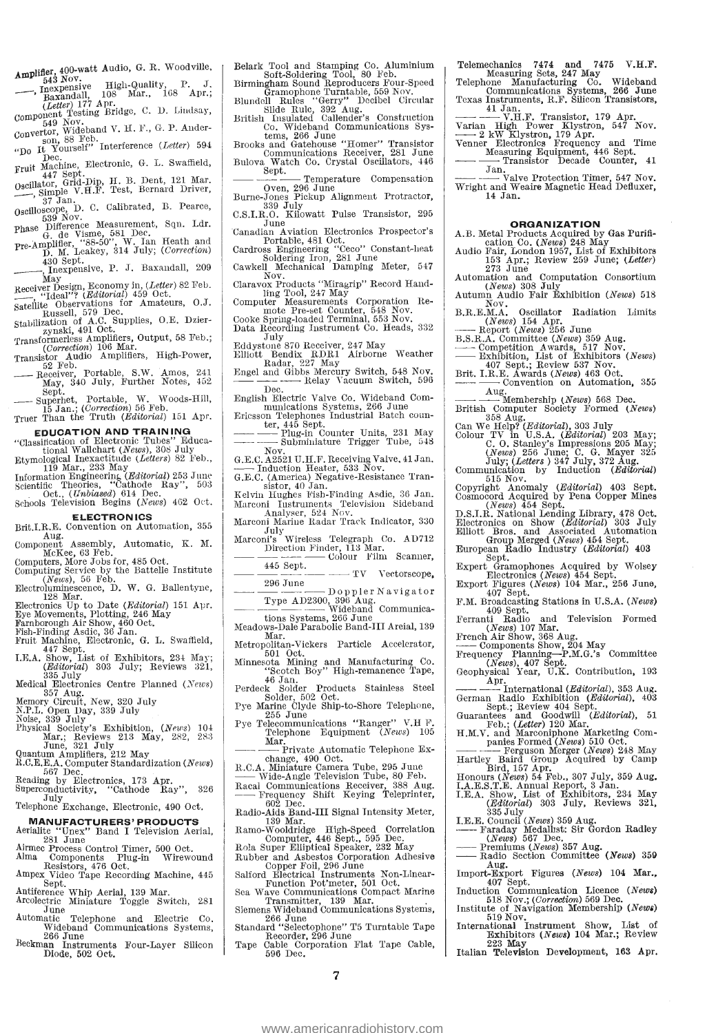Amplifier, 400-watt Audio, G. R. Woodville, 543 Nov.
——, Inexpensive High-Quality, P. J. Baxandall, 108 Mar., 168 Apr.; (*Letter*) 177 Apr.
Component Testing Bridge, C. D. Lindsay, 549 Nov.
Convertor, Wideband V. H. F., G. P. Anderson, 88 Feb.
"Do It Yourself" Interference (*Letter*) 594 Dec.
Fruit Machine, Electronic, G. L. Swaffield, 447 Sept.
Oscillator, Grid-Dip, H. B. Dent, 121 Mar.
——, Simple V.H.F. Test, Bernard Driver, 37 Jan.
Oscilloscope, D. C. Calibrated, B. Pearce, 539 Nov.
Phase Difference Measurement, Sqn. Ldr. G. de Visme, 581 Dec.
Pre-Amplifier, "88-50", W. Ian Heath and D. M. Leakey, 314 July; (*Correction*) 430 Sept.
——, Inexpensive, P. J. Baxandall, 209 May
Receiver Design, Economy in, (*Letter*) 82 Feb.
——, "Ideal"? (*Editorial*) 459 Oct.
Satellite Observations for Amateurs, O.J. Russell, 579 Dec.
Stabilization of A.C. Supplies, O.E. Dzierzynski, 491 Oct.
Transformerless Amplifiers, Output, 58 Feb.; (*Correction*) 106 Mar.
Transistor Audio Amplifiers, High-Power, 52 Feb.
—— Receiver, Portable, S.W. Amos, 241 May, 340 July, Further Notes, 452 Sept.
—— Superhet, Portable, W. Woods-Hill, 15 Jan.; (*Correction*) 56 Feb.
Truer Than the Truth (*Editorial*) 151 Apr.

## EDUCATION AND TRAINING

"Classification of Electronic Tubes" Educational Wallchart (*News*), 308 July
Etymological Inexactitude (*Letters*) 82 Feb., 119 Mar., 233 May
Information Engineering (*Editorial*) 253 June
Scientific Theories, "Cathode Ray", 503 Oct., (*Unbiased*) 614 Dec.
Schools Television Begins (*News*) 462 Oct.

## ELECTRONICS

Brit.I.R.E. Convention on Automation, 355 Aug.
Component Assembly, Automatic, K. M. McKee, 63 Feb.
Computers, More Jobs for, 485 Oct.
Computing Service by the Battelle Institute (*News*), 56 Feb.
Electroluminescence, D. W. G. Ballentyne, 128 Mar.
Electronics Up to Date (*Editorial*) 151 Apr.
Eye Movements, Plotting, 246 May
Farnborough Air Show, 460 Oct.
Fish-Finding Asdic, 36 Jan.
Fruit Machine, Electronic, G. L. Swaffield, 447 Sept.
I.E.A. Show, List of Exhibitors, 234 May; (*Editorial*) 303 July; Reviews 321, 335 July
Medical Electronics Centre Planned (*News*) 357 Aug.
Memory Circuit, New, 320 July
N.P.L. Open Day, 339 July
Noise, 339 July
Physical Society's Exhibition, (*News*) 104 Mar.; Reviews 213 May, 282, 283 June, 321 July
Quantum Amplifiers, 212 May
R.C.E.E.A. Computer Standardization (*News*) 567 Dec.
Reading by Electronics, 173 Apr.
Superconductivity, "Cathode Ray", 326 July
Telephone Exchange, Electronic, 490 Oct.

## MANUFACTURERS' PRODUCTS

Aerialite "Unex" Band I Television Aerial, 281 June
Airmec Process Control Timer, 500 Oct.
Alma Components Plug-in Wirewound Resistors, 476 Oct.
Ampex Video Tape Recording Machine, 445 Sept.
Antiference Whip Aerial, 139 Mar.
Arcolectric Miniature Toggle Switch, 281 June
Automatic Telephone and Electric Co. Wideband Communications Systems, 266 June
Beckman Instruments Four-Layer Silicon Diode, 502 Oct.
Belark Tool and Stamping Co. Aluminium Soft-Soldering Tool, 80 Feb.
Birmingham Sound Reproducers Four-Speed Gramophone Turntable, 559 Nov.
Blundell Rules "Gerry" Decibel Circular Slide Rule, 392 Aug.
British Insulated Callender's Construction Co. Wideband Communications Systems, 266 June
Brooks and Gatehouse "Homer" Transistor Communications Receiver, 281 June
Bulova Watch Co. Crystal Oscillators, 446 Sept.
—— —— —— Temperature Compensation Oven, 296 June
Burne-Jones Pickup Alignment Protractor, 339 July
C.S.I.R.O. Kilowatt Pulse Transistor, 295 June
Canadian Aviation Electronics Prospector's Portable, 481 Oct.
Cardross Engineering "Ceco" Constant-heat Soldering Iron, 281 June
Cawkell Mechanical Damping Meter, 547 Nov.
Claravox Products "Miragrip" Record Handling Tool, 247 May
Computer Measurements Corporation Remote Pre-set Counter, 548 Nov.
Cooke Spring-loaded Terminal, 553 Nov.
Data Recording Instrument Co. Heads, 332 July
Eddystone 870 Receiver, 247 May
Elliott Bendix RDR1 Airborne Weather Radar, 227 May
Engel and Gibbs Mercury Switch, 548 Nov.
—— —— —— Relay Vacuum Switch, 596 Dec.
English Electric Valve Co. Wideband Communications Systems, 266 June
Ericsson Telephones Industrial Batch counter, 445 Sept.
—— —— Plug-in Counter Units, 231 May
—— —— Subminiature Trigger Tube, 548 Nov.
G.E.C. A2521 U.H.F. Receiving Valve, 41 Jan.
—— Induction Heater, 533 Nov.
G.E.C. (America) Negative-Resistance Transistor, 40 Jan.
Kelvin Hughes Fish-Finding Asdic, 36 Jan.
Marconi Instruments Television Sideband Analyser, 524 Nov.
Marconi Marine Radar Track Indicator, 330 July
Marconi's Wireless Telegraph Co. AD712 Direction Finder, 113 Mar.
—— —— —— Colour Film Scanner, 445 Sept.
—— —— —— TV Vectorscope, 296 June
—— —— —— Doppler Navigator Type AD2300, 396 Aug.
—— —— —— Wideband Communications Systems, 266 June
Meadows-Dale Parabolic Band-III Areial, 139 Mar.
Metropolitan-Vickers Particle Accelerator, 501 Oct.
Minnesota Mining and Manufacturing Co. "Scotch Boy" High-remanence Tape, 46 Jan.
Perdeck Solder Products Stainless Steel Solder, 502 Oct.
Pye Marine Clyde Ship-to-Shore Telephone, 255 June
Pye Telecommunications "Ranger" V.H F. Telephone Equipment (*News*) 105 Mar.
—— —— Private Automatic Telephone Exchange, 490 Oct.
R.C.A. Miniature Camera Tube, 295 June
—— Wide-Angle Television Tube, 80 Feb.
Racal Communications Receiver, 388 Aug.
—— Frequency Shift Keying Teleprinter, 602 Dec.
Radio-Aids Band-III Signal Intensity Meter, 139 Mar.
Ramo-Wooldridge High-Speed Correlation Computer, 446 Sept., 595 Dec.
Rola Super Elliptical Speaker, 232 May
Rubber and Asbestos Corporation Adhesive Copper Foil, 296 June
Salford Electrical Instruments Non-Linear-Function Pot'meter, 501 Oct.
Sea Wave Communications Compact Marine Transmitter, 139 Mar.
Siemens Wideband Communications Systems, 266 June
Standard "Selectophone" T5 Turntable Tape Recorder, 296 June
Tape Cable Corporation Flat Tape Cable, 596 Dec.
Telemechanics 7474 and 7475 V.H.F. Measuring Sets, 247 May
Telephone Manufacturing Co. Wideband Communications Systems, 266 June
Texas Instruments, R.F. Silicon Transistors, 41 Jan.
—— —— V.H.F. Transistor, 179 Apr.
Varian High Power Klystron, 547 Nov.
—— 2 kW Klystron, 179 Apr.
Venner Electronics Frequency and Time Measuring Equipment, 446 Sept.
—— —— Transistor Decade Counter, 41 Jan.
—— —— Valve Protection Timer, 547 Nov.
Wright and Weaire Magnetic Head Defluxer, 14 Jan.

## ORGANIZATION

A.B. Metal Products Acquired by Gas Purification Co. (*News*) 248 May
Audio Fair, London 1957, List of Exhibitors 153 Apr.; Review 259 June; (*Letter*) 273 June
Automation and Computation Consortium (*News*) 308 July
Autumn Audio Fair Exhibition (*News*) 518 Nov.
B.R.E.M.A. Oscillator Radiation Limits (*News*) 154 Apr.
—— Report (*News*) 256 June
B.S.R.A. Committee (*News*) 359 Aug.
—— Competition Awards, 517 Nov.
—— Exhibition, List of Exhibitors (*News*) 407 Sept.; Review 537 Nov.
Brit. I.R.E. Awards (*News*) 463 Oct.
—— —— Convention on Automation, 355 Aug.
—— —— Membership (*News*) 568 Dec.
British Computer Society Formed (*News*) 358 Aug.
Can We Help? (*Editorial*), 303 July
Colour TV in U.S.A. (*Editorial*) 203 May; C. O. Stanley's Impressions 205 May; (*News*) 256 June; C. G. Mayer 325 July; (*Letters* ) 347 July, 372 Aug.
Communication by Induction (*Editorial*) 515 Nov.
Copyright Anomaly (*Editorial*) 403 Sept.
Cosmocord Acquired by Pena Copper Mines (*News*) 454 Sept.
D.S.I.R. National Lending Library, 478 Oct.
Electronics on Show (*Editorial*) 303 July
Elliott Bros. and Associated Automation Group Merged (*News*) 454 Sept.
European Radio Industry (*Editorial*) 403 Sept.
Expert Gramophones Acquired by Wolsey Electronics (*News*) 454 Sept.
Export Figures (*News*) 104 Mar., 256 June, 407 Sept.
F.M. Broadcasting Stations in U.S.A. (*News*) 409 Sept.
Ferranti Radio and Television Formed (*News*) 107 Mar.
French Air Show, 368 Aug.
—— Components Show, 204 May
Frequency Planning—P.M.G.'s Committee (*News*), 407 Sept.
Geophysical Year, U.K. Contribution, 193 Apr.
—— —— International (*Editorial*), 353 Aug.
German Radio Exhibition (*Editorial*), 403 Sept.; Review 404 Sept.
Guarantees and Goodwill (*Editorial*), 51 Feb.; (*Letter*) 120 Mar.
H.M.V. and Marconiphone Marketing Companies Formed (*News*) 510 Oct.
—— —— Ferguson Merger (*News*) 248 May
Hartley Baird Group Acquired by Camp Bird, 157 Apr.
Honours (*News*) 54 Feb., 307 July, 359 Aug.
I.A.E.S.T.E. Annual Report, 3 Jan.
I.E.A. Show, List of Exhibitors, 234 May (*Editorial*) 303 July, Reviews 321, 335 July
I.E.E. Council (*News*) 359 Aug.
—— Faraday Medallist: Sir Gordon Radley (*News*) 567 Dec.
—— Premiums (*News*) 357 Aug.
—— Radio Section Committee (*News*) 359 Aug.
Import-Export Figures (*News*) 104 Mar., 407 Sept.
Induction Communication Licence (*News*) 518 Nov.; (*Correction*) 569 Dec.
Institute of Navigation Membership (*News*) 519 Nov.
International Instrument Show, List of Exhibitors (*News*) 104 Mar.; Review 223 May
Italian Television Development, 163 Apr.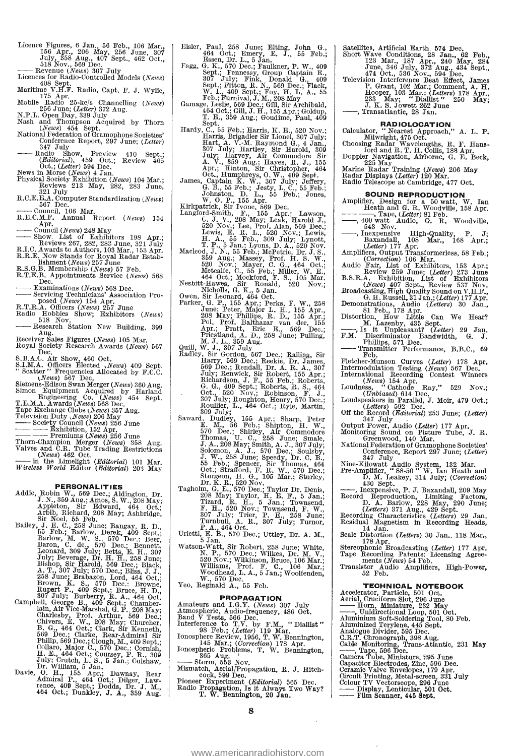Licence Figures, 6 Jan., 56 Feb., 106 Mar., 156 Apr., 206 May, 256 June, 307 July, 358 Aug., 407 Sept., 462 Oct., 518 Nov., 569 Dec.

—— Revenue (*News*) 307 July

Licences for Radio-Controlled Models (*News*) 408 Sept.

Maritime V.H.F. Radio, Capt. F. J. Wylie, 175 Apr.

Mobile Radio 25-kc/s Channelling (*News*) 256 June; (*Letter*) 372 Aug.

N.P.L. Open Day, 339 July

Nash and Thompson Acquired by Thorn (*News*) 454 Sept.

National Federation of Gramophone Societies' Conference Report, 297 June; (*Letter*) 347 July

—— Radio Show, Preview 410 Sept.; (*Editorial*), 459 Oct.; Review 465 Oct.; (*Letter*) 594 Dec.

News in Morse (*News*) 4 Jan.

Physical Society Exhibition (*News*) 104 Mar.; Reviews 213 May, 282, 283 June, 321 July

R.C.E.B.A. Computer Standardization (*News*) 567 Dec.

—— Council, 106 Mar.

R.E.C.M.F. Annual Report (*News*) 154 Apr.

—— Council (*News*) 248 May

—— Show. List of Exhibitors 198 Apr.; Reviews 267, 282, 283 June, 321 July

R.I.C. Awards to Authors, 103 Mar., 153 Apr.

R.R.E. Now Stands for Royal Radar Establishment (*News*) 257 June

R.S.G.B. Membership (*News*) 57 Feb.

R.T.E.B. Appointments Service (*News*) 568 Dec.

—— Examinations (*News*) 568 Dec.

—— Servicing Technicians' Association Proposed (*News*) 154 Apr.

R.T.R.A. Officers (*News*) 257 June

Radio Hobbies Show; Exhibitors (*News*) 518 Nov.

—— Research Station New Building, 399 Aug.

Receiver Sales Figures (*News*) 105 Mar.

Royal Society Research Awards (*News*) 567 Dec.

S.B.A.C. Air Show, 460 Oct.

S.I.M.A. Officers Elected (*News*) 409 Sept.

"Scatter" Frequencies Allocated by F.C.C. (*News*) 567 Dec.

Siemens-Edison Swan Merger (*News*) 360 Aug.

Simon Equipment Acquired by Harland Engineering Co. (*News*) 454 Sept.

T.E.M.A. Awards (*News*) 568 Dec.

Tape Exchange Clubs (*News*) 357 Aug.

Television Duty (*News*) 206 May

—— Society Council (*News*) 256 June

—— —— Exhibition, 152 Apr.

—— —— Premiums (*News*) 256 June

Thorn-Champion Merger (*News*) 358 Aug.

Valves and C.R. Tube Trading Restrictions (*News*) 462 Oct.

—— in the Limelight (*Editorial*) 101 Mar.

*Wireless World* Editor (*Editorial*) 203 May

## PERSONALITIES

Addie, Robin W., 569 Dec.; Aldington, Dr. J. N., 359 Aug.; Amos, S. W., 208 May; Appleton, Sir Edward, 464 Oct.; Arbib, Richard, 208 May; Ashbridge, Sir Noel, 55 Feb.

Bailey, J. E. C., 258 June; Bangay, R. D., 55 Feb.; Barlow, Derek, 409 Sept.; Barlow, M. W. S., 570 Dec.; Beer, Baron, C. de., 570 Dec.; Bennett, Leonard, 309 July; Betts, E. H., 307 July; Beverage, Dr. H. H., 258 June; Bishop, Sir Harold, 569 Dec.; Black, A. T., 307 July; 570 Dec.; Bliss, J. J., 258 June; Brabazon, Lord, 464 Oct.; Brown, K. S., 570 Dec.; Browne, Rupert P., 409 Sept.; Bruce, H. D., 307 July; Burberry, R. A., 464 Oct.

Campbell, George B., 409 Sept.; Chamberlain, Air Vice-Marshal, G. P., 208 May; Charlesby, Prof. Arthur, 569 Dec.; Chivers, E. W., 208 May; Churcher, B. G., 464 Oct.; Clark, Sir Kenneth, 569 Dec.; Clarke, Rear-Admiral Sir Philip, 569 Dec.; Clough, M., 409 Sept.; Collaro, Major C., 570 Dec.; Cornish, H. E., 464 Oct.; Coursey, P. R., 309 July; Crutch, L. S., 5 Jan.; Culshaw, Dr. William, 5 Jan.

Davie, O. H., 155 Apr.; Dawnay, Rear Admiral P., 464 Oct.; Dilger, Lawrence, 409 Sept.; Dodds, Dr. J. M., 464 Oct.; Dunkley, J. A., 359 Aug.

Eisler, Paul, 258 June; Elting, John G., 464 Oct.; Emery, E. J., 55 Feb.; Essen, Dr. L., 5 Jan.

Fagg, G. K., 570 Dec.; Faulkner, P. W., 409 Sept.; Fennessy, Group Captain E., 307 July; Fink, Donald G., 409 Sept.; Fitton, R. N., 569 Dec.; Flack, W. I., 409 Sept.; Foy, H. L. A., 55 Feb.; Furnival, J. M., 208 May

Gamage, Leslie, 569 Dec.; Gill, Sir Archibald, 464 Oct.; Gill, J. H., 155 Apr.; Goldup, T. E., 359 Aug.; Goudime, Paul, 409 Sept.

Hardy, C., 55 Feb.; Harris, K. E., 520 Nov.; Harris, Brigadier Sir Lionel, 307 July; Hart, A. V.-M. Raymond G., 4 Jan., 307 July; Hartley, Sir Harold, 309 July; Harvey, Air Commodore Sir A. V., 359 Aug.; Hayes, R. J., 155 Apr.; Hinton, Sir Christopher, 464 Oct., Humphreys, O. W., 409 Sept.

James, Captain K. W., 307 July; Jeffery, G. B., 55 Feb.; Jesty, L. C., 55 Feb.; Johnston, D. L., 55 Feb.; Jones, W. O. P., 155 Apr.

Kirkpatrick, Sir Ivone, 569 Dec.

Langford-Smith, F., 155 Apr.; Lawson, C. J. V., 208 May; Leak, Harold J., 520 Nov.; Lee, Prof. Alan, 569 Dec.; Lewis, E. R. L., 520 Nov.; Lewis, H. A., 55 Feb., 309 July; Lynott, T. P., 5 Jan.; Lyons, D. A., 520 Nov.

Macleod, J. N., 55 Feb.; McPetrie, Dr. J. S., 359 Aug.; Massey, Prof. H. S. W., 520 Nov.; Mayer, C. G., 464 Oct.; Metcalfe, C., 55 Feb.; Miller, W. E., 464 Oct.; Mockford, F. S., 105 Mar.

Nesbitt-Hawes, Sir Ronald, 520 Nov.; Nicholls, G. K., 5 Jan.

Owen, Sir Leonard, 464 Oct.

Parker, G. P., 155 Apr.; Perks, F. W., 258 June; Peter, Major L. H., 155 Apr.; 208 May; Phillips, R. D., 155 Apr.; Pol, Prof. Balthazar van der, 155 Apr.; Pratt, Eric E., 569 Dec.; Priestland, A. D., 258 June; Pulling, M. J. L., 359 Aug.

Quill, W. J., 307 July

Radley, Sir Gordon, 567 Dec.; Railing, Sir Harry, 569 Dec.; Reekie, Dr. James, 569 Dec.; Rendall, Dr. A. R. A., 307 July; Renwick, Sir Robert, 155 Apr.; Richardson, J. F., 55 Feb.; Roberts, G. G., 409 Sept.; Roberts, R. S., 464 Oct., 520 Nov.; Robinson, F. J., 307 July; Roughton, Henry, 570 Dec.; Roullier, L., 464 Oct.; Ryle, Martin, 309 July;

Saward, Dudley, 155 Apr.; Sharp, Peter E. M., 56 Feb.; Shipton, H. W., 570 Dec.; Shirley, Air Commodore Thomas, U. C., 258 June; Smale, J. A., 208 May; Smith, A. J., 307 July; Solomon, A. J., 570 Dec.; Soulsby, J. W., 258 June; Speedy, Dr. C. B., 55 Feb.; Spencer, Sir Thomas, 464 Oct.; Strafford, F. R. W., 570 Dec.; Sturgeon, H. G., 105 Mar.; Sturley, Dr. K. R., 520 Nov.

Tagholm, G. E., 570 Dec.; Taylor Dr. Denis, 208 May; Taylor, H. E. F., 5 Jan.; Tizard, R. H., 5 Jan.; Townsend, F. H., 520 Nov.; Townsend, F. W., 307 July; Trier, P. E., 258 June; Turnbull, A. R., 307 July; Turnor, P. A., 464 Oct.

Urietti, E. B., 570 Dec.; Uttley, Dr. A. M., 5 Jan.

Watson-Watt, Sir Robert, 258 June; White, N. P., 570 Dec.; Wilkes, Dr. M. V., 520 Nov.; Wilkinson, Bruce, 106 Mar.; Williams, Prof. F. C., 106 Mar.; Woodhead, L. A., 5 Jan.; Woolfenden, W., 570 Dec.

Yeo, Reginald A., 55 Feb.

## PROPAGATION

Amateurs and I.G.Y. (*News*) 307 July

Atmospheric, Audio-frequency, 486 Oct.

Band V Tests, 566 Dec.

Interference to T.V. by F.M., "Diallist" 98 Feb.; (*Letter*) 119 Mar.

Ionosphere Review, 1956, T. W. Bennington, 145 Mar.; (*Correction*) 178 Apr.

Ionospheric Problems, T. W. Bennington, 365 Aug.

—— Storm, 553 Nov.

Mismatch, Aerial/Propagation, R. J. Hitchcock, 599 Dec.

Pioneer Experiment (*Editorial*) 565 Dec.

Radio Propagation, Is it Always Two Way? T. W. Bennington, 20 Jan.

Satellites, Artificial Earth 574 Dec.

Short Wave Conditions, 28 Jan., 62 Feb., 123 Mar., 187 Apr., 240 May, 284 June, 346 July, 372 Aug., 434 Sept., 474 Oct., 536 Nov., 594 Dec.

Television Interference Beat Effect, James P. Grant, 102 Mar.; Comment, A. H. Hooper, 103 Mar.; (*Letters*) 178 Apr., 233 May; "Diallist" 250 May; J. K. S. Jowett 262 June

——, Transatlantic, 28 Jan.

## RADIOLOCATION

Calculator, "Nearest Approach," A. L. P. Milwright, 475 Oct.

Choosing Radar Wavelengths, R. F. Hansford and R. T. H. Collis, 188 Apr.

Doppler Navigation, Airborne, G. E. Beck, 225 May

Marine Radar Training (*News*) 206 May

Radar Displays (*Letter*) 120 Mar.

Radio Telescope at Cambridge, 477 Oct.

## SOUND REPRODUCTION

Amplifier, Design for a 50 watt, W. Ian Heath and G. R. Woodville, 158 Apr.

—— ——, Tape, (*Letter*) 81 Feb.

——, 400 watt Audio, G. R. Woodville, 543 Nov.

——, Inexpensive High-Quality, P. J. Baxandall, 108 Mar., 168 Apr.; (*Letter*) 177 Apr.

Amplifiers, Output Transformerless, 58 Feb.; (*Correction*) 106 Mar.

Audio Fair, List of Exhibitors, 153 Apr.; Review 259 June; (*Letter*) 273 June

B.S.R.A. Exhibition, List of Exhibitors (*News*) 407 Sept., Review 537 Nov.

Broadcasting, High Quality Sound on V.H.F., G. H. Russell, 31 Jan.; (*Letter*) 177 Apr.

Demonstrations, Audio (*Letters*) 30 Jan., 81 Feb., 178 Apr.

Distortion, How Little Can We Hear? M. Lazenby, 435 Sept.

——, Is it Unpleasant? (*Letter*) 29 Jan.

F.M. Discriminator Bandwidth, G. J. Phillips, 571 Dec.

—— Transmitter Performance, B.B.C., 69 Feb.

Fletcher-Munson Curves (*Letter*) 178 Apr.

Intermodulation Testing (*News*) 567 Dec.

International Recording Contest Winners (*News*) 154 Apr.

Loudness, "Cathode Ray," 529 Nov.; (*Unbiased*) 614 Dec.

Loudspeakers in Parallel, J. Moir, 479 Oct.; (*Letters*) 592 Dec.

Off the Record (*Editorial*) 253 June; (*Letter*) 347 July

Output Power, Audio (*Letter*) 177 Apr.

Monitoring Sound on Picture Tube, J. R. Greenwood, 140 Mar.

National Federation of Gramophone Societies' Conference, Report 297 June; (*Letter*) 347 July

Nine-Kilowatt Audio System, 132 Mar.

Pre-Amplifier, "88-50" W. Ian Heath and D. M. Leakey, 314 July; (*Correction*) 430 Sept.

——, Inexpensive, P. J. Baxandall, 209 May

Record Reproduction, Limiting Factors, D. A. Barlow, 228 May, 290 June; (*Letters*) 371 Aug., 429 Sept.

Recording Characteristics (*Letters*) 29 Jan.

Residual Magnetism in Recording Heads, 14 Jan.

Scale Distortion (*Letters*) 30 Jan., 118 Mar., 178 Apr.

Stereophonic Broadcasting (*Letter*) 177 Apr.

Tape Recording Patents: Licensing Agreements (*News*) 54 Feb.

Transistor Audio Amplifiers, High-Power, 52 Feb.

## TECHNICAL NOTEBOOK

Accelerator, Particle, 501 Oct.

Aerial, Cruciform Slot, 296 June

—— Horn, Miniature, 232 May

——, Unidirectional Loop, 501 Oct.

Aluminium Soft-Soldering Tool, 80 Feb.

Aluminized Terylene, 445 Sept.

Analogue Divider, 595 Dec.

C.R.T. Chronograph, 398 Aug.

Cable Monitoring, Trans-Atlantic, 231 May

——, Tape, 596 Dec.

Camera Tube, Miniature, 295 June

Capacitor Electrodes, Zinc, 596 Dec.

Ceramic Valve Envelopes, 179 Apr.

Circuit Printing, Metal-screen, 331 July

Colour TV Vectorscope, 296 June

—— Display, Lenticular, 501 Oct.

—— Film Scanner, 445 Sept.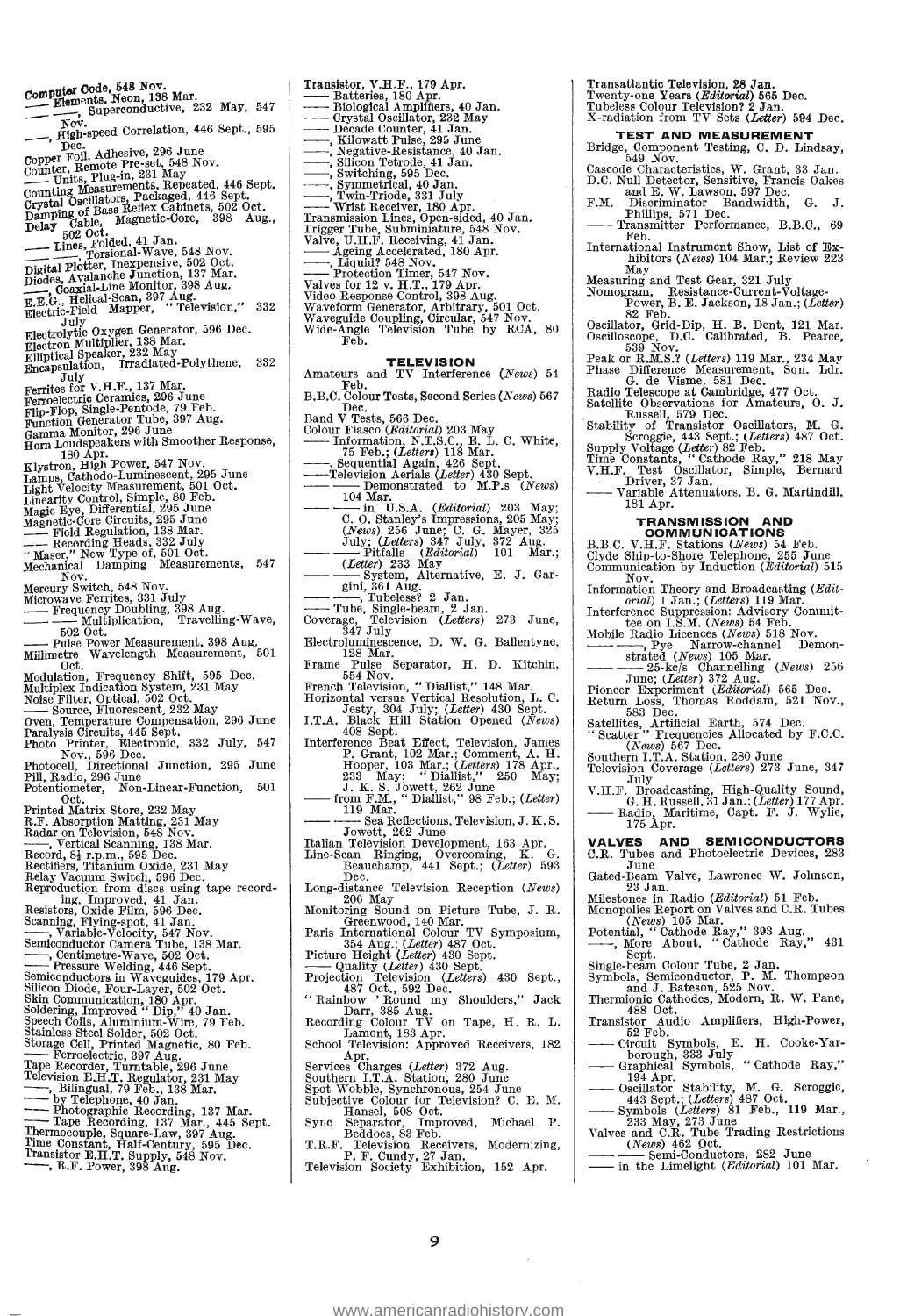Computer Code, 548 Nov.
— Elements, Neon, 138 Mar.
— —, Superconductive, 232 May, 547 Nov.
—, High-speed Correlation, 446 Sept., 595 Dec.
Copper Foil, Adhesive, 296 June
Counter, Remote Pre-set, 548 Nov.
— Units, Plug-in, 231 May
Counting Measurements, Repeated, 446 Sept.
Crystal Oscillators, Packaged, 446 Sept.
Damping of Bass Reflex Cabinets, 502 Oct.
Delay Cable, Magnetic-Core, 398 Aug., 502 Oct.
— Lines, Folded, 41 Jan.
— —, Torsional-Wave, 548 Nov.
Digital Plotter, Inexpensive, 502 Oct.
Diodes, Avalanche Junction, 137 Mar.
—, Coaxial-Line Monitor, 398 Aug.
E.E.G., Helical-Scan, 397 Aug.
Electric-Field Mapper, "Television," 332 July
Electrolytic Oxygen Generator, 596 Dec.
Electron Multiplier, 138 Mar.
Elliptical Speaker, 232 May
Encapsulation, Irradiated-Polythene, 332 July
Ferrites for V.H.F., 137 Mar.
Ferroelectric Ceramics, 296 June
Flip-Flop, Single-Pentode, 79 Feb.
Function Generator Tube, 397 Aug.
Gamma Monitor, 296 June
Horn Loudspeakers with Smoother Response, 180 Apr.
Klystron, High Power, 547 Nov.
Lamps, Cathodo-Luminescent, 295 June
Light Velocity Measurement, 501 Oct.
Linearity Control, Simple, 80 Feb.
Magic Eye, Differential, 295 June
Magnetic-Core Circuits, 295 June
— Field Regulation, 138 Mar.
— Recording Heads, 332 July
"Maser," New Type of, 501 Oct.
Mechanical Damping Measurements, 547 Nov.
Mercury Switch, 548 Nov.
Microwave Ferrites, 331 July
— Frequency Doubling, 398 Aug.
— — Multiplication, Travelling-Wave, 502 Oct.
— Pulse Power Measurement, 398 Aug.
Millimetre Wavelength Measurement, 501 Oct.
Modulation, Frequency Shift, 595 Dec.
Multiplex Indication System, 231 May
Noise Filter, Optical, 502 Oct.
— Source, Fluorescent, 232 May
Oven, Temperature Compensation, 296 June
Paralysis Circuits, 445 Sept.
Photo Printer, Electronic, 332 July, 547 Nov., 596 Dec.
Photocell, Directional Junction, 295 June
Pill, Radio, 296 June
Potentiometer, Non-Linear-Function, 501 Oct.
Printed Matrix Store, 232 May
R.F. Absorption Matting, 231 May
Radar on Television, 548 Nov.
—, Vertical Scanning, 138 Mar.
Record, 8⅓ r.p.m., 595 Dec.
Rectifiers, Titanium Oxide, 231 May
Relay Vacuum Switch, 596 Dec.
Reproduction from discs using tape recording, Improved, 41 Jan.
Resistors, Oxide Film, 596 Dec.
Scanning, Flying-spot, 41 Jan.
—, Variable-Velocity, 547 Nov.
Semiconductor Camera Tube, 138 Mar.
—, Centimetre-Wave, 502 Oct.
— Pressure Welding, 446 Sept.
Semiconductors in Waveguides, 179 Apr.
Silicon Diode, Four-Layer, 502 Oct.
Skin Communication, 180 Apr.
Soldering, Improved "Dip," 40 Jan.
Speech Coils, Aluminium-Wire, 79 Feb.
Stainless Steel Solder, 502 Oct.
Storage Cell, Printed Magnetic, 80 Feb.
— Ferroelectric, 397 Aug.
Tape Recorder, Turntable, 296 June
Television E.H.T. Regulator, 231 May
—, Bilingual, 79 Feb., 138 Mar.
— by Telephone, 40 Jan.
— Photographic Recording, 137 Mar.
— Tape Recording, 137 Mar., 445 Sept.
Thermocouple, Square-Law, 397 Aug.
Time Constant, Half-Century, 595 Dec.
Transistor E.H.T. Supply, 548 Nov.
—, R.F. Power, 398 Aug.

Transistor, V.H.F., 179 Apr.
— Batteries, 180 Apr.
— Biological Amplifiers, 40 Jan.
— Crystal Oscillator, 232 May
— Decade Counter, 41 Jan.
—, Kilowatt Pulse, 295 June
—, Negative-Resistance, 40 Jan.
—, Silicon Tetrode, 41 Jan.
—, Switching, 595 Dec.
—, Symmetrical, 40 Jan.
—, Twin-Triode, 331 July
— Wrist Receiver, 180 Apr.
Transmission Lines, Open-sided, 40 Jan.
Trigger Tube, Subminiature, 548 Nov.
Valve, U.H.F. Receiving, 41 Jan.
— Ageing Accelerated, 180 Apr.
—, Liquid? 548 Nov.
— Protection Timer, 547 Nov.
Valves for 12 v. H.T., 179 Apr.
Video Response Control, 398 Aug.
Waveform Generator, Arbitrary, 501 Oct.
Waveguide Coupling, Circular, 547 Nov.
Wide-Angle Television Tube by RCA, 80 Feb.

## TELEVISION

Amateurs and TV Interference (*News*) 54 Feb.
B.B.C. Colour Tests, Second Series (*News*) 567 Dec.
Band V Tests, 566 Dec.
Colour Fiasco (*Editorial*) 203 May
— Information, N.T.S.C., E. L. C. White, 75 Feb.; (*Letters*) 118 Mar.
—, Sequential Again, 426 Sept.
— Television Aerials (*Letter*) 430 Sept.
— — Demonstrated to M.P.s (*News*) 104 Mar.
— — in U.S.A. (*Editorial*) 203 May; C. O. Stanley's Impressions, 205 May; (*News*) 256 June; C. G. Mayer, 325 July; (*Letters*) 347 July, 372 Aug.
— — Pitfalls (*Editorial*) 101 Mar.; (*Letter*) 233 May
— — System, Alternative, E. J. Gargini, 361 Aug.
— —, Tubeless? 2 Jan.
— Tube, Single-beam, 2 Jan.
Coverage, Television (*Letters*) 273 June, 347 July
Electroluminescence, D. W. G. Ballentyne, 128 Mar.
Frame Pulse Separator, H. D. Kitchin, 554 Nov.
French Television, "Diallist," 148 Mar.
Horizontal versus Vertical Resolution, L. C. Jesty, 304 July; (*Letter*) 430 Sept.
I.T.A. Black Hill Station Opened (*News*) 408 Sept.
Interference Beat Effect, Television, James P. Grant, 102 Mar.; Comment, A. H. Hooper, 103 Mar.; (*Letters*) 178 Apr., 233 May; "Diallist," 250 May; J. K. S. Jowett, 262 June
— from F.M., "Diallist," 98 Feb.; (*Letter*) 119 Mar.
— — Sea Reflections, Television, J. K. S. Jowett, 262 June
Italian Television Development, 163 Apr.
Line-Scan Ringing, Overcoming, K. G. Beauchamp, 441 Sept.; (*Letter*) 593 Dec.
Long-distance Television Reception (*News*) 206 May
Monitoring Sound on Picture Tube, J. R. Greenwood, 140 Mar.
Paris International Colour TV Symposium, 354 Aug.; (*Letter*) 487 Oct.
Picture Height (*Letter*) 430 Sept.
— Quality (*Letter*) 430 Sept.
Projection Television (*Letters*) 430 Sept., 487 Oct., 592 Dec.
"Rainbow 'Round my Shoulders," Jack Darr, 385 Aug.
Recording Colour TV on Tape, H. R. L. Lamont, 183 Apr.
School Television: Approved Receivers, 182 Apr.
Services Charges (*Letter*) 372 Aug.
Southern I.T.A. Station, 280 June
Spot Wobble, Synchronous, 254 June
Subjective Colour for Television? C. E. M. Hansel, 508 Oct.
Sync Separator, Improved, Michael P. Beddoes, 83 Feb.
T.R.F. Television Receivers, Modernizing, P. F. Cundy, 27 Jan.
Television Society Exhibition, 152 Apr.

Transatlantic Television, 28 Jan.
Twenty-one Years (*Editorial*) 565 Dec.
Tubeless Colour Television? 2 Jan.
X-radiation from TV Sets (*Letter*) 594 Dec.

## TEST AND MEASUREMENT

Bridge, Component Testing, C. D. Lindsay, 549 Nov.
Cascode Characteristics, W. Grant, 33 Jan.
D.C. Null Detector, Sensitive, Francis Oakes and E. W. Lawson, 597 Dec.
F.M. Discriminator Bandwidth, G. J. Phillips, 571 Dec.
— Transmitter Performance, B.B.C., 69 Feb.
International Instrument Show, List of Exhibitors (*News*) 104 Mar.; Review 223 May
Measuring and Test Gear, 321 July
Nomogram, Resistance-Current-Voltage-Power, B. E. Jackson, 18 Jan.; (*Letter*) 82 Feb.
Oscillator, Grid-Dip, H. B. Dent, 121 Mar.
Oscilloscope, D.C. Calibrated, B. Pearce, 539 Nov.
Peak or R.M.S.? (*Letters*) 119 Mar., 234 May
Phase Difference Measurement, Sqn. Ldr. G. de Visme, 581 Dec.
Radio Telescope at Cambridge, 477 Oct.
Satellite Observations for Amateurs, O. J. Russell, 579 Dec.
Stability of Transistor Oscillators, M. G. Scroggie, 443 Sept.; (*Letters*) 487 Oct.
Supply Voltage (*Letter*) 82 Feb.
Time Constants, "Cathode Ray," 218 May
V.H.F. Test Oscillator, Simple, Bernard Driver, 37 Jan.
— Variable Attenuators, B. G. Martindill, 181 Apr.

## TRANSMISSION AND COMMUNICATIONS

B.B.C. V.H.F. Stations (*News*) 54 Feb.
Clyde Ship-to-Shore Telephone, 255 June
Communication by Induction (*Editorial*) 515 Nov.
Information Theory and Broadcasting (*Editorial*) 1 Jan.; (*Letters*) 119 Mar.
Interference Suppression: Advisory Committee on I.S.M. (*News*) 54 Feb.
Mobile Radio Licences (*News*) 518 Nov.
— —, Pye Narrow-channel Demonstrated (*News*) 105 Mar.
— — 25-kc/s Channelling (*News*) 256 June; (*Letter*) 372 Aug.
Pioneer Experiment (*Editorial*) 565 Dec.
Return Loss, Thomas Roddam, 521 Nov., 583 Dec.
Satellites, Artificial Earth, 574 Dec.
"Scatter" Frequencies Allocated by F.C.C. (*News*) 567 Dec.
Southern I.T.A. Station, 280 June
Television Coverage (*Letters*) 273 June, 347 July
V.H.F. Broadcasting, High-Quality Sound, G. H. Russell, 31 Jan.; (*Letter*) 177 Apr.
— Radio, Maritime, Capt. F. J. Wylie, 175 Apr.

## VALVES AND SEMICONDUCTORS

C.R. Tubes and Photoelectric Devices, 283 June
Gated-Beam Valve, Lawrence W. Johnson, 23 Jan.
Milestones in Radio (*Editorial*) 51 Feb.
Monopolies Report on Valves and C.R. Tubes (*News*) 105 Mar.
Potential, "Cathode Ray," 393 Aug.
—, More About, "Cathode Ray," 431 Sept.
Single-beam Colour Tube, 2 Jan.
Symbols, Semiconductor, P. M. Thompson and J. Bateson, 525 Nov.
Thermionic Cathodes, Modern, R. W. Fane, 488 Oct.
Transistor Audio Amplifiers, High-Power, 52 Feb.
— Circuit Symbols, E. H. Cooke-Yarborough, 333 July
— Graphical Symbols, "Cathode Ray," 194 Apr.
— Oscillator Stability, M. G. Scroggie, 443 Sept.; (*Letters*) 487 Oct.
— Symbols (*Letters*) 81 Feb., 119 Mar., 233 May, 273 June
Valves and C.R. Tube Trading Restrictions (*News*) 462 Oct.
— — Semi-Conductors, 282 June
— in the Limelight (*Editorial*) 101 Mar.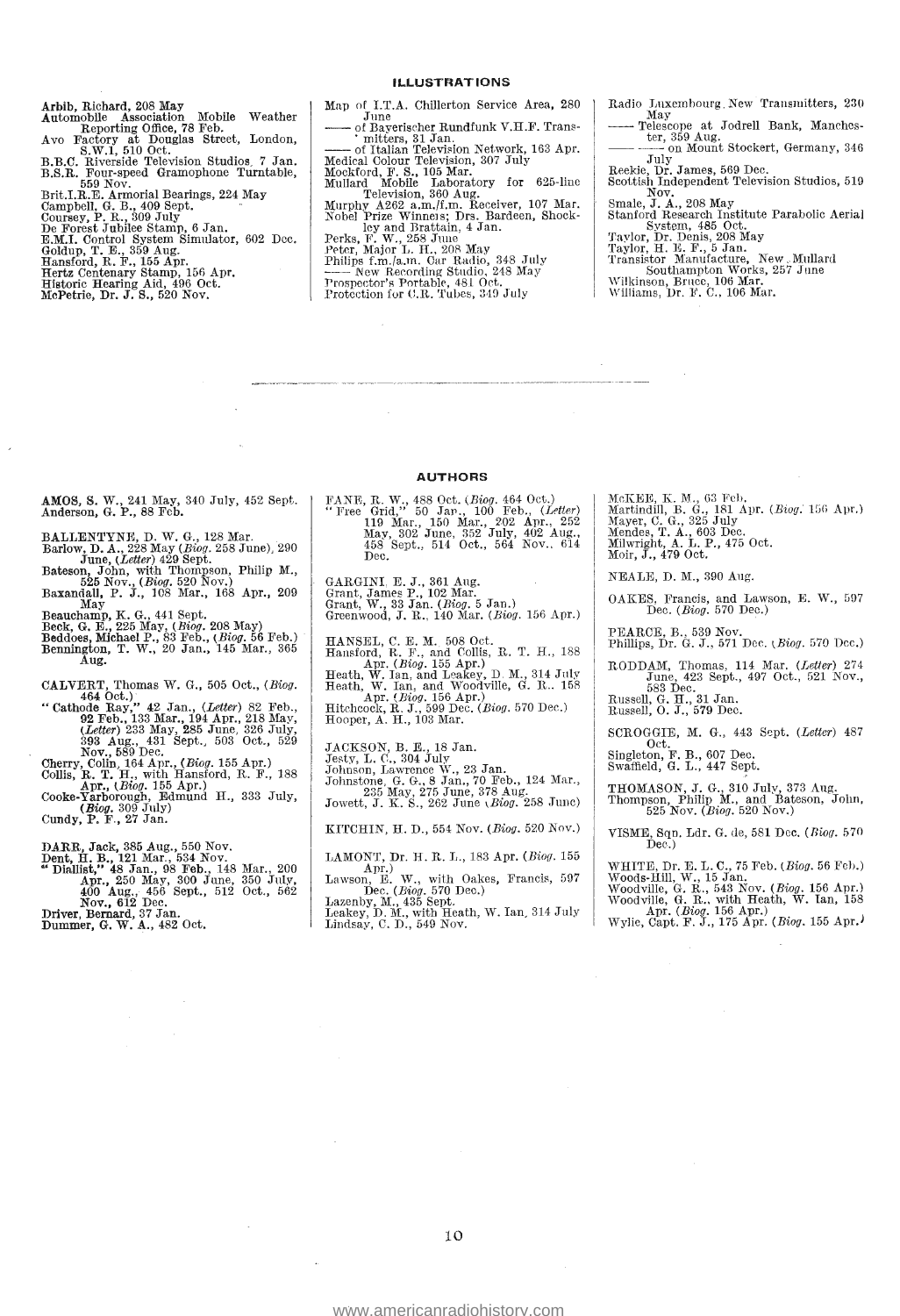## ILLUSTRATIONS

Arbib, Richard, 208 May
Automobile Association Mobile Weather Reporting Office, 78 Feb.
Avo Factory at Douglas Street, London, S.W.1, 510 Oct.
B.B.C. Riverside Television Studios, 7 Jan.
B.S.R. Four-speed Gramophone Turntable, 559 Nov.
Brit.I.R.E. Armorial Bearings, 224 May
Campbell, G. B., 409 Sept.
Coursey, P. R., 309 July
De Forest Jubilee Stamp, 6 Jan.
E.M.I. Control System Simulator, 602 Dec.
Goldup, T. E., 359 Aug.
Hansford, R. F., 155 Apr.
Hertz Centenary Stamp, 156 Apr.
Historic Hearing Aid, 496 Oct.
McPetrie, Dr. J. S., 520 Nov.

Map of I.T.A. Chillerton Service Area, 280 June
—— of Bayerischer Rundfunk V.H.F. Transmitters, 31 Jan.
—— of Italian Television Network, 163 Apr.
Medical Colour Television, 307 July
Mockford, F. S., 105 Mar.
Mullard Mobile Laboratory for 625-line Television, 360 Aug.
Murphy A262 a.m./f.m. Receiver, 107 Mar.
Nobel Prize Winners; Drs. Bardeen, Shockley and Brattain, 4 Jan.
Perks, F. W., 258 June
Peter, Major L. H., 208 May
Philips f.m./a.m. Car Radio, 348 July
—— New Recording Studio, 248 May
Prospector's Portable, 481 Oct.
Protection for C.R. Tubes, 349 July

Radio Luxembourg, New Transmitters, 230 May
—— Telescope at Jodrell Bank, Manchester, 359 Aug.
—— —— on Mount Stockert, Germany, 346 July
Reekie, Dr. James, 569 Dec.
Scottish Independent Television Studios, 519 Nov.
Smale, J. A., 208 May
Stanford Research Institute Parabolic Aerial System, 485 Oct.
Taylor, Dr. Denis, 208 May
Taylor, H. E. F., 5 Jan.
Transistor Manufacture, New Mullard Southampton Works, 257 June
Wilkinson, Bruce, 106 Mar.
Williams, Dr. F. C., 106 Mar.

## AUTHORS

**AMOS, S. W.**, 241 May, 340 July, 452 Sept.
Anderson, G. P., 88 Feb.

**BALLENTYNE, D. W. G.**, 128 Mar.
Barlow, D. A., 228 May (*Biog.* 258 June), 290 June, (*Letter*) 429 Sept.
Bateson, John, with Thompson, Philip M., 525 Nov., (*Biog.* 520 Nov.)
Baxandall, P. J., 108 Mar., 168 Apr., 209 May
Beauchamp, K. G., 441 Sept.
Beck, G. E., 225 May, (*Biog.* 208 May)
Beddoes, Michael P., 83 Feb., (*Biog.* 56 Feb.)
Bennington, T. W., 20 Jan., 145 Mar., 365 Aug.

**CALVERT, Thomas W. G.**, 505 Oct., (*Biog.* 464 Oct.)
"Cathode Ray," 42 Jan., (*Letter*) 82 Feb., 92 Feb., 133 Mar., 194 Apr., 218 May, (*Letter*) 233 May, 285 June, 326 July, 393 Aug., 431 Sept., 503 Oct., 529 Nov., 589 Dec.
Cherry, Colin, 164 Apr., (*Biog.* 155 Apr.)
Collis, R. T. H., with Hansford, R. F., 188 Apr., (*Biog.* 155 Apr.)
Cooke-Yarborough, Edmund H., 333 July, (*Biog.* 309 July)
Cundy, P. F., 27 Jan.

**DARR, Jack**, 385 Aug., 550 Nov.
Dent, H. B., 121 Mar., 534 Nov.
"Diallist," 48 Jan., 98 Feb., 148 Mar., 200 Apr., 250 May, 300 June, 350 July, 400 Aug., 456 Sept., 512 Oct., 562 Nov., 612 Dec.
Driver, Bernard, 37 Jan.
Dummer, G. W. A., 482 Oct.

**FANE, R. W.**, 488 Oct. (*Biog.* 464 Oct.)
"Free Grid," 50 Jan., 100 Feb., (*Letter*) 119 Mar., 150 Mar., 202 Apr., 252 May, 302 June, 352 July, 402 Aug., 458 Sept., 514 Oct., 564 Nov., 614 Dec.

**GARGINI, E. J.**, 361 Aug.
Grant, James P., 102 Mar.
Grant, W., 33 Jan. (*Biog.* 5 Jan.)
Greenwood, J. R., 140 Mar. (*Biog.* 156 Apr.)

**HANSEL, C. E. M.** 508 Oct.
Hansford, R. F., and Collis, R. T. H., 188 Apr. (*Biog.* 155 Apr.)
Heath, W. Ian, and Leakey, D. M., 314 July
Heath, W. Ian, and Woodville, G. R., 158 Apr. (*Biog.* 156 Apr.)
Hitchcock, R. J., 599 Dec. (*Biog.* 570 Dec.)
Hooper, A. H., 103 Mar.

**JACKSON, B. E.**, 18 Jan.
Jesty, L. C., 304 July
Johnson, Lawrence W., 23 Jan.
Johnstone, G. G., 8 Jan., 70 Feb., 124 Mar., 235 May, 275 June, 378 Aug.
Jowett, J. K. S., 262 June (*Biog.* 258 June)

**KITCHIN, H. D.**, 554 Nov. (*Biog.* 520 Nov.)

**LAMONT, Dr. H. R. L.**, 183 Apr. (*Biog.* 155 Apr.)
Lawson, E. W., with Oakes, Francis, 597 Dec. (*Biog.* 570 Dec.)
Lazenby, M., 435 Sept.
Leakey, D. M., with Heath, W. Ian, 314 July
Lindsay, C. D., 549 Nov.

**McKEE, K. M.**, 63 Feb.
Martindill, B. G., 181 Apr. (*Biog.* 156 Apr.)
Mayer, C. G., 325 July
Mendes, T. A., 603 Dec.
Milwright, A. L. P., 475 Oct.
Moir, J., 479 Oct.

**NEALE, D. M.**, 390 Aug.

**OAKES, Francis**, and Lawson, E. W., 597 Dec. (*Biog.* 570 Dec.)

**PEARCE, B.**, 539 Nov.
Phillips, Dr. G. J., 571 Dec. (*Biog.* 570 Dec.)

**RODDAM, Thomas**, 114 Mar. (*Letter*) 274 June, 423 Sept., 497 Oct., 521 Nov., 583 Dec.
Russell, G. H., 31 Jan.
Russell, O. J., 579 Dec.

**SCROGGIE, M. G.**, 443 Sept. (*Letter*) 487 Oct.
Singleton, F. B., 607 Dec.
Swaffield, G. L., 447 Sept.

**THOMASON, J. G.**, 310 July, 373 Aug.
Thompson, Philip M., and Bateson, John, 525 Nov. (*Biog.* 520 Nov.)

**VISME, Sqn. Ldr. G. de**, 581 Dec. (*Biog.* 570 Dec.)

**WHITE, Dr. E. L. C.**, 75 Feb. (*Biog.* 56 Feb.)
Woods-Hill, W., 15 Jan.
Woodville, G. R., 543 Nov. (*Biog.* 156 Apr.)
Woodville, G. R., with Heath, W. Ian, 158 Apr. (*Biog.* 156 Apr.)
Wylie, Capt. F. J., 175 Apr. (*Biog.* 155 Apr.)